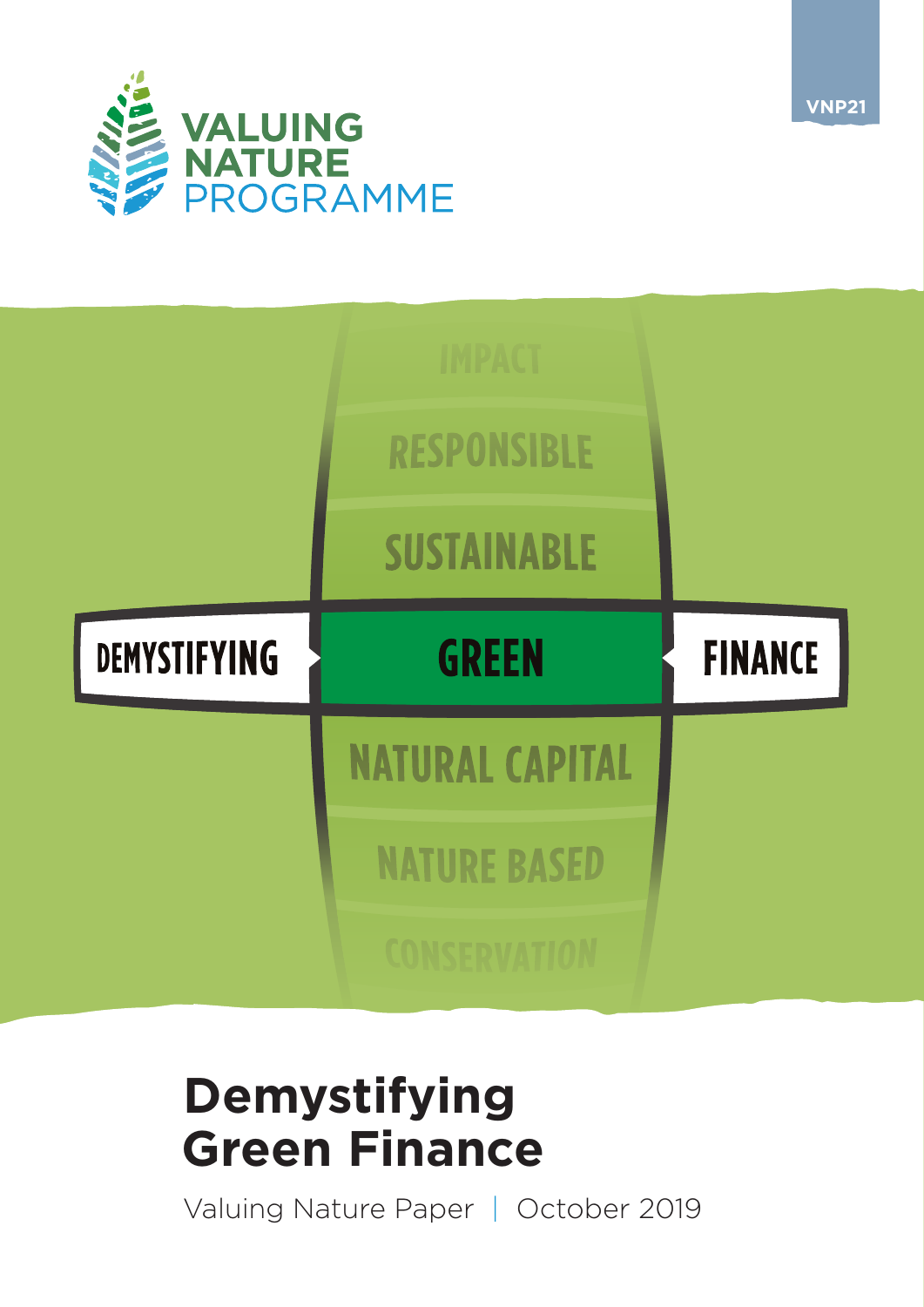VNP21

VALUING NATURE PROGRAMME

IMPACT

RESPONSIBLE

SUSTAINABLE

DEMYSTIFYING GREEN FINANCE

NATURAL CAPITAL

NATURE BASED

CONSERVATION

# Demystifying Green Finance

Valuing Nature Paper | October 2019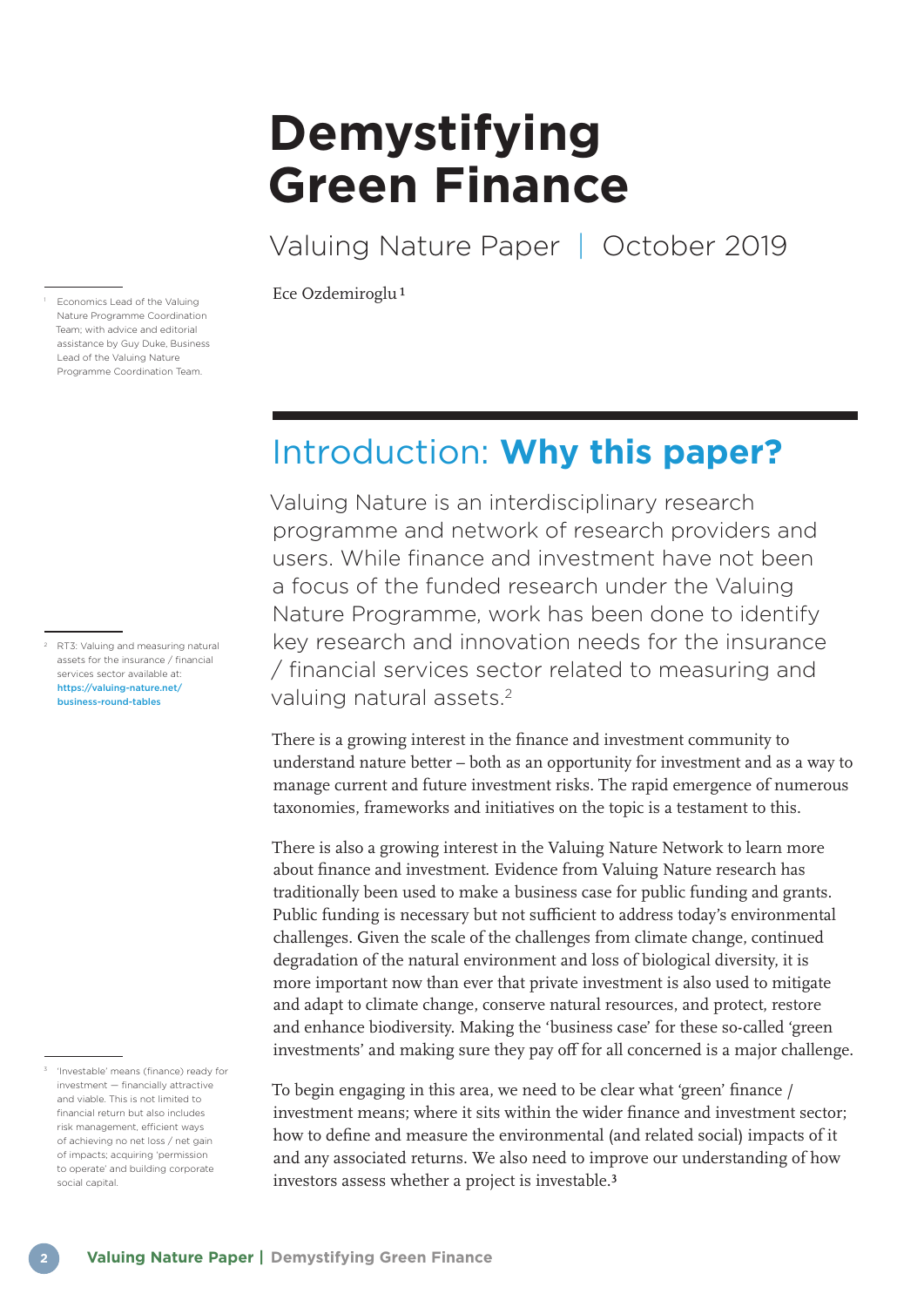# Demystifying Green Finance

## Valuing Nature Paper | October 2019

Ece Ozdemiroglu[1]

[1] Economics Lead of the Valuing Nature Programme Coordination Team; with advice and editorial assistance by Guy Duke, Business Lead of the Valuing Nature Programme Coordination Team.

## Introduction: **Why this paper?**

Valuing Nature is an interdisciplinary research programme and network of research providers and users. While finance and investment have not been a focus of the funded research under the Valuing Nature Programme, work has been done to identify key research and innovation needs for the insurance / financial services sector related to measuring and valuing natural assets.[2]

There is a growing interest in the finance and investment community to understand nature better – both as an opportunity for investment and as a way to manage current and future investment risks. The rapid emergence of numerous taxonomies, frameworks and initiatives on the topic is a testament to this.

There is also a growing interest in the Valuing Nature Network to learn more about finance and investment. Evidence from Valuing Nature research has traditionally been used to make a business case for public funding and grants. Public funding is necessary but not sufficient to address today's environmental challenges. Given the scale of the challenges from climate change, continued degradation of the natural environment and loss of biological diversity, it is more important now than ever that private investment is also used to mitigate and adapt to climate change, conserve natural resources, and protect, restore and enhance biodiversity. Making the 'business case' for these so-called 'green investments' and making sure they pay off for all concerned is a major challenge.

To begin engaging in this area, we need to be clear what 'green' finance / investment means; where it sits within the wider finance and investment sector; how to define and measure the environmental (and related social) impacts of it and any associated returns. We also need to improve our understanding of how investors assess whether a project is investable.[3]

[2] RT3: Valuing and measuring natural assets for the insurance / financial services sector available at: https://valuing-nature.net/business-round-tables

[3] 'Investable' means (finance) ready for investment — financially attractive and viable. This is not limited to financial return but also includes risk management, efficient ways of achieving no net loss / net gain of impacts; acquiring 'permission to operate' and building corporate social capital.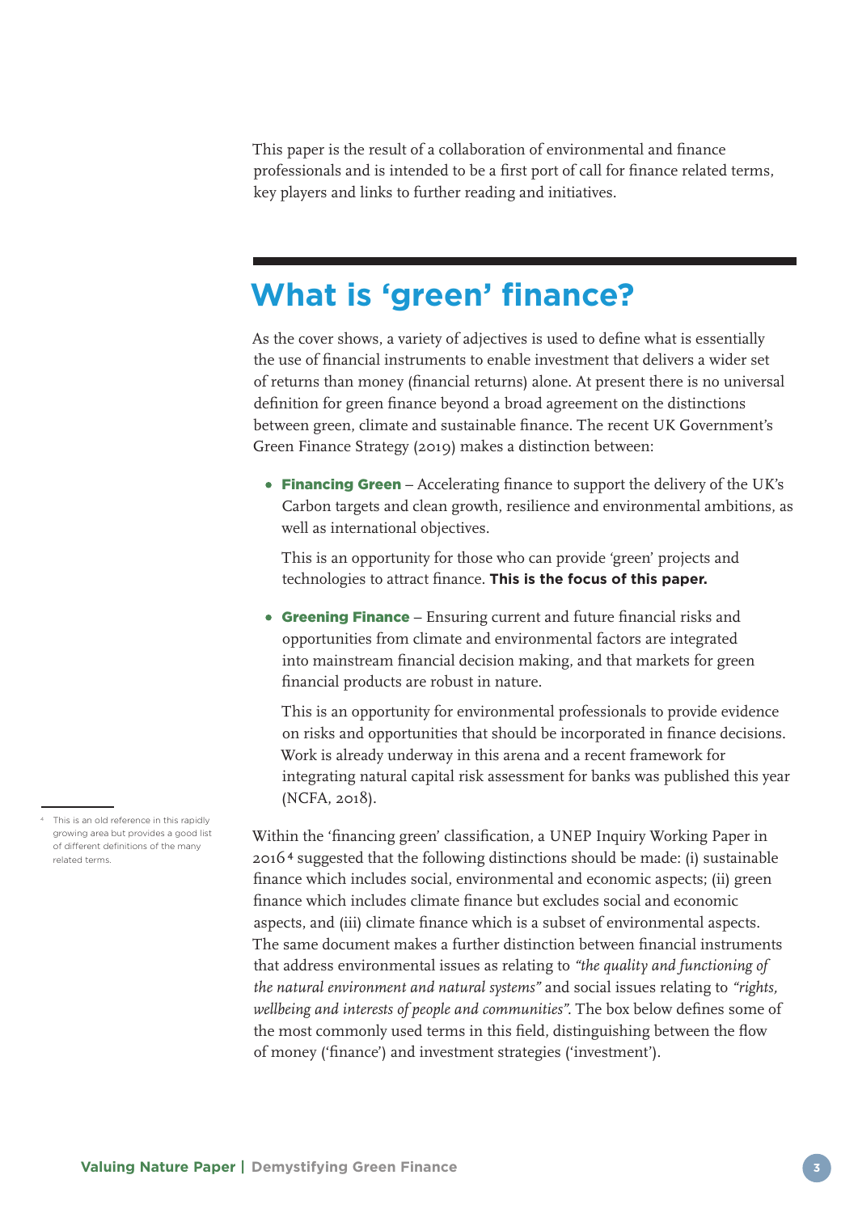This paper is the result of a collaboration of environmental and finance professionals and is intended to be a first port of call for finance related terms, key players and links to further reading and initiatives.

## What is 'green' finance?

As the cover shows, a variety of adjectives is used to define what is essentially the use of financial instruments to enable investment that delivers a wider set of returns than money (financial returns) alone. At present there is no universal definition for green finance beyond a broad agreement on the distinctions between green, climate and sustainable finance. The recent UK Government's Green Finance Strategy (2019) makes a distinction between:

- **Financing Green** – Accelerating finance to support the delivery of the UK's Carbon targets and clean growth, resilience and environmental ambitions, as well as international objectives.

  This is an opportunity for those who can provide 'green' projects and technologies to attract finance. **This is the focus of this paper.**

- **Greening Finance** – Ensuring current and future financial risks and opportunities from climate and environmental factors are integrated into mainstream financial decision making, and that markets for green financial products are robust in nature.

  This is an opportunity for environmental professionals to provide evidence on risks and opportunities that should be incorporated in finance decisions. Work is already underway in this arena and a recent framework for integrating natural capital risk assessment for banks was published this year (NCFA, 2018).

Within the 'financing green' classification, a UNEP Inquiry Working Paper in 2016[4] suggested that the following distinctions should be made: (i) sustainable finance which includes social, environmental and economic aspects; (ii) green finance which includes climate finance but excludes social and economic aspects, and (iii) climate finance which is a subset of environmental aspects. The same document makes a further distinction between financial instruments that address environmental issues as relating to *"the quality and functioning of the natural environment and natural systems"* and social issues relating to *"rights, wellbeing and interests of people and communities"*. The box below defines some of the most commonly used terms in this field, distinguishing between the flow of money ('finance') and investment strategies ('investment').

[4] This is an old reference in this rapidly growing area but provides a good list of different definitions of the many related terms.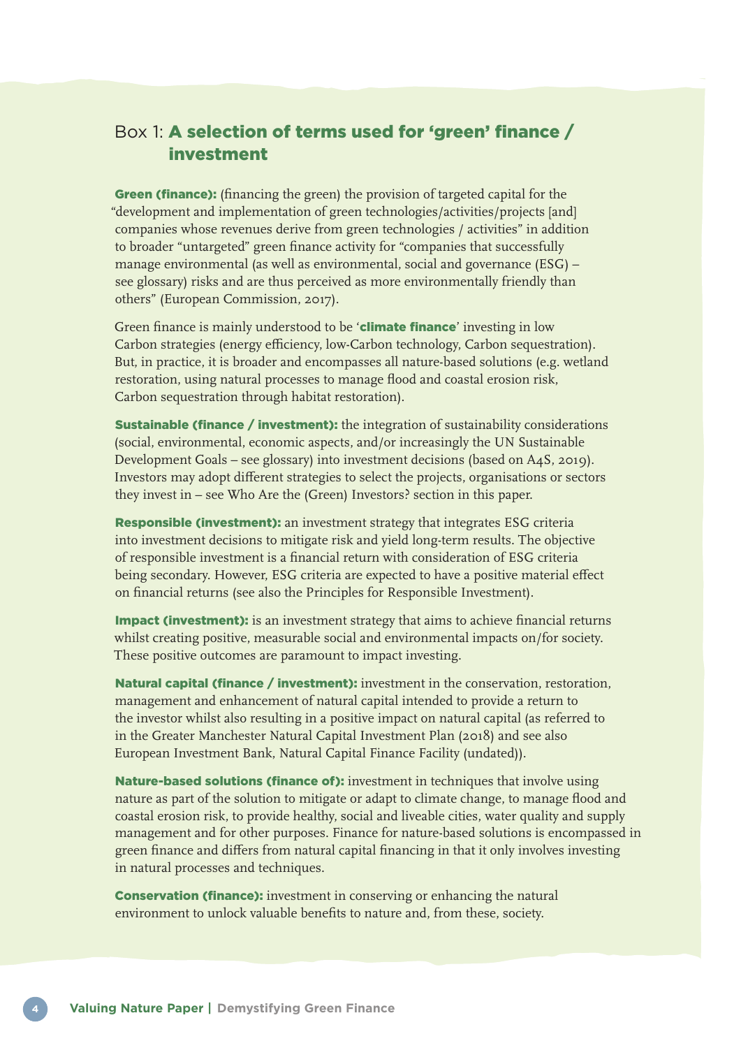## Box 1: A selection of terms used for 'green' finance / investment

**Green (finance):** (financing the green) the provision of targeted capital for the "development and implementation of green technologies/activities/projects [and] companies whose revenues derive from green technologies / activities" in addition to broader "untargeted" green finance activity for "companies that successfully manage environmental (as well as environmental, social and governance (ESG) – see glossary) risks and are thus perceived as more environmentally friendly than others" (European Commission, 2017).

Green finance is mainly understood to be '**climate finance**' investing in low Carbon strategies (energy efficiency, low-Carbon technology, Carbon sequestration). But, in practice, it is broader and encompasses all nature-based solutions (e.g. wetland restoration, using natural processes to manage flood and coastal erosion risk, Carbon sequestration through habitat restoration).

**Sustainable (finance / investment):** the integration of sustainability considerations (social, environmental, economic aspects, and/or increasingly the UN Sustainable Development Goals – see glossary) into investment decisions (based on A4S, 2019). Investors may adopt different strategies to select the projects, organisations or sectors they invest in – see Who Are the (Green) Investors? section in this paper.

**Responsible (investment):** an investment strategy that integrates ESG criteria into investment decisions to mitigate risk and yield long-term results. The objective of responsible investment is a financial return with consideration of ESG criteria being secondary. However, ESG criteria are expected to have a positive material effect on financial returns (see also the Principles for Responsible Investment).

**Impact (investment):** is an investment strategy that aims to achieve financial returns whilst creating positive, measurable social and environmental impacts on/for society. These positive outcomes are paramount to impact investing.

**Natural capital (finance / investment):** investment in the conservation, restoration, management and enhancement of natural capital intended to provide a return to the investor whilst also resulting in a positive impact on natural capital (as referred to in the Greater Manchester Natural Capital Investment Plan (2018) and see also European Investment Bank, Natural Capital Finance Facility (undated)).

**Nature-based solutions (finance of):** investment in techniques that involve using nature as part of the solution to mitigate or adapt to climate change, to manage flood and coastal erosion risk, to provide healthy, social and liveable cities, water quality and supply management and for other purposes. Finance for nature-based solutions is encompassed in green finance and differs from natural capital financing in that it only involves investing in natural processes and techniques.

**Conservation (finance):** investment in conserving or enhancing the natural environment to unlock valuable benefits to nature and, from these, society.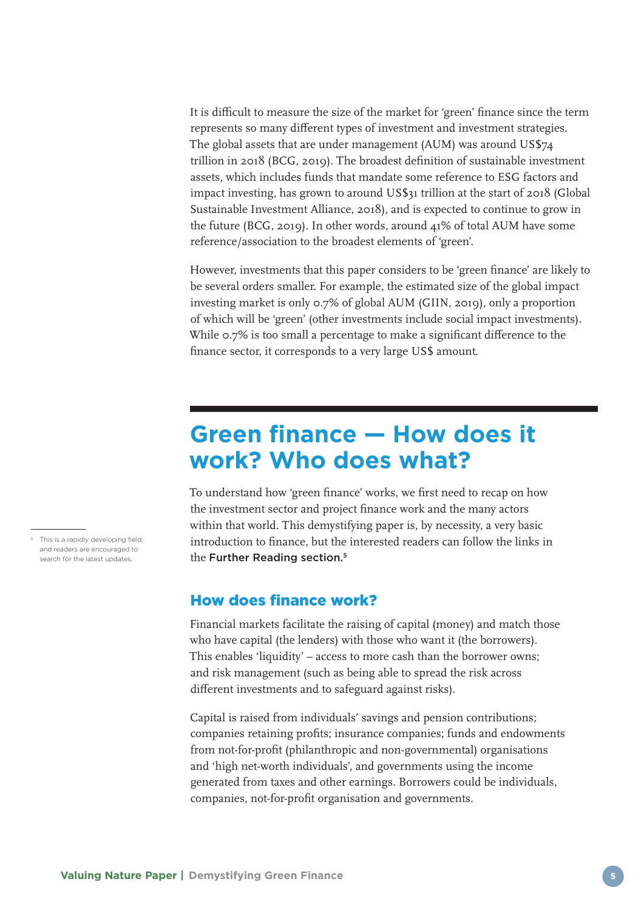It is difficult to measure the size of the market for 'green' finance since the term represents so many different types of investment and investment strategies. The global assets that are under management (AUM) was around US$74 trillion in 2018 (BCG, 2019). The broadest definition of sustainable investment assets, which includes funds that mandate some reference to ESG factors and impact investing, has grown to around US$31 trillion at the start of 2018 (Global Sustainable Investment Alliance, 2018), and is expected to continue to grow in the future (BCG, 2019). In other words, around 41% of total AUM have some reference/association to the broadest elements of 'green'.

However, investments that this paper considers to be 'green finance' are likely to be several orders smaller. For example, the estimated size of the global impact investing market is only 0.7% of global AUM (GIIN, 2019), only a proportion of which will be 'green' (other investments include social impact investments). While 0.7% is too small a percentage to make a significant difference to the finance sector, it corresponds to a very large US$ amount.

## Green finance — How does it work? Who does what?

To understand how 'green finance' works, we first need to recap on how the investment sector and project finance work and the many actors within that world. This demystifying paper is, by necessity, a very basic introduction to finance, but the interested readers can follow the links in the **Further Reading section.**[5]

[5] This is a rapidly developing field, and readers are encouraged to search for the latest updates.

### How does finance work?

Financial markets facilitate the raising of capital (money) and match those who have capital (the lenders) with those who want it (the borrowers). This enables 'liquidity' – access to more cash than the borrower owns; and risk management (such as being able to spread the risk across different investments and to safeguard against risks).

Capital is raised from individuals' savings and pension contributions; companies retaining profits; insurance companies; funds and endowments from not-for-profit (philanthropic and non-governmental) organisations and 'high net-worth individuals', and governments using the income generated from taxes and other earnings. Borrowers could be individuals, companies, not-for-profit organisation and governments.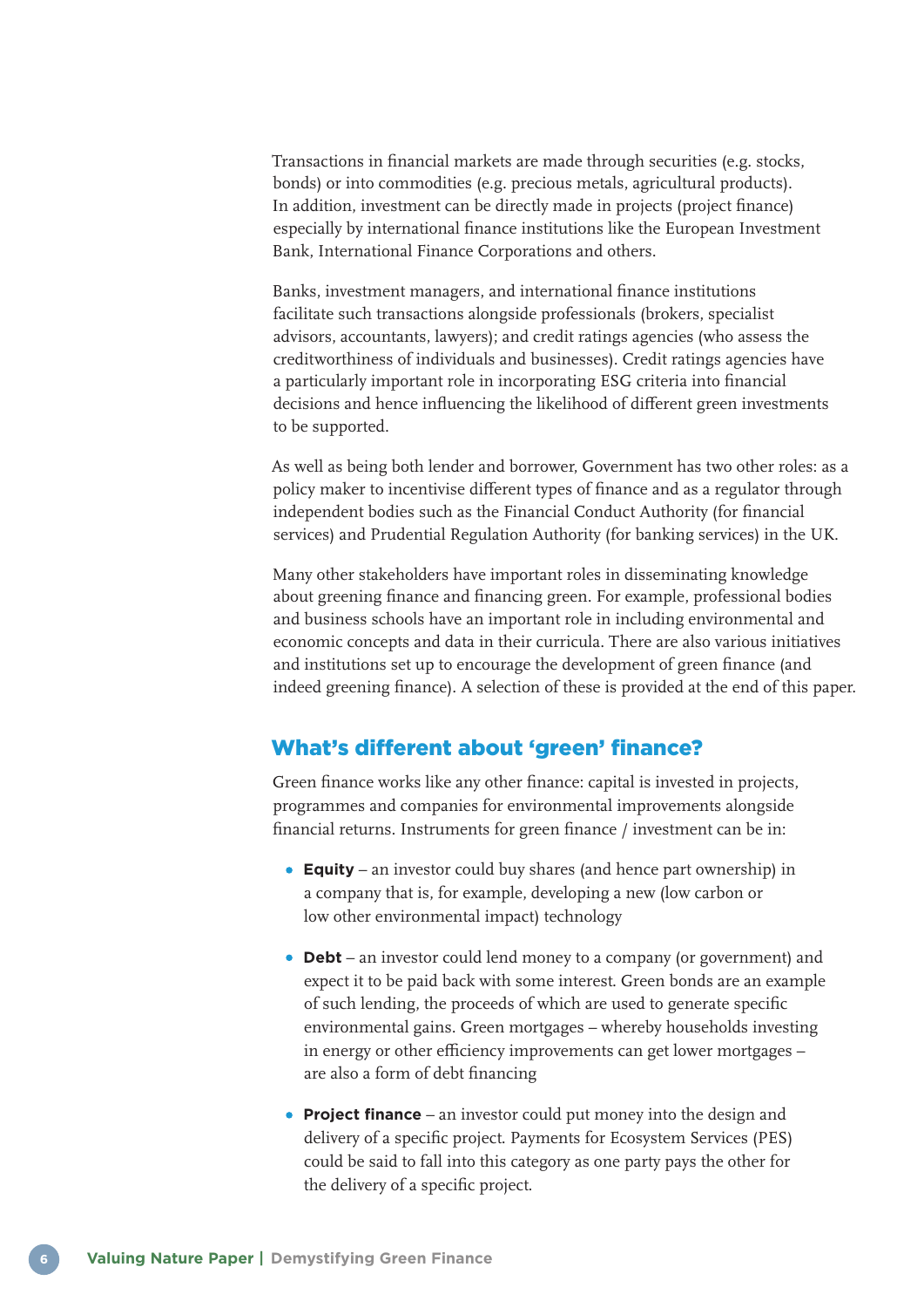Transactions in financial markets are made through securities (e.g. stocks, bonds) or into commodities (e.g. precious metals, agricultural products). In addition, investment can be directly made in projects (project finance) especially by international finance institutions like the European Investment Bank, International Finance Corporations and others.

Banks, investment managers, and international finance institutions facilitate such transactions alongside professionals (brokers, specialist advisors, accountants, lawyers); and credit ratings agencies (who assess the creditworthiness of individuals and businesses). Credit ratings agencies have a particularly important role in incorporating ESG criteria into financial decisions and hence influencing the likelihood of different green investments to be supported.

As well as being both lender and borrower, Government has two other roles: as a policy maker to incentivise different types of finance and as a regulator through independent bodies such as the Financial Conduct Authority (for financial services) and Prudential Regulation Authority (for banking services) in the UK.

Many other stakeholders have important roles in disseminating knowledge about greening finance and financing green. For example, professional bodies and business schools have an important role in including environmental and economic concepts and data in their curricula. There are also various initiatives and institutions set up to encourage the development of green finance (and indeed greening finance). A selection of these is provided at the end of this paper.

## What's different about 'green' finance?

Green finance works like any other finance: capital is invested in projects, programmes and companies for environmental improvements alongside financial returns. Instruments for green finance / investment can be in:

- **Equity** – an investor could buy shares (and hence part ownership) in a company that is, for example, developing a new (low carbon or low other environmental impact) technology
- **Debt** – an investor could lend money to a company (or government) and expect it to be paid back with some interest. Green bonds are an example of such lending, the proceeds of which are used to generate specific environmental gains. Green mortgages – whereby households investing in energy or other efficiency improvements can get lower mortgages – are also a form of debt financing
- **Project finance** – an investor could put money into the design and delivery of a specific project. Payments for Ecosystem Services (PES) could be said to fall into this category as one party pays the other for the delivery of a specific project.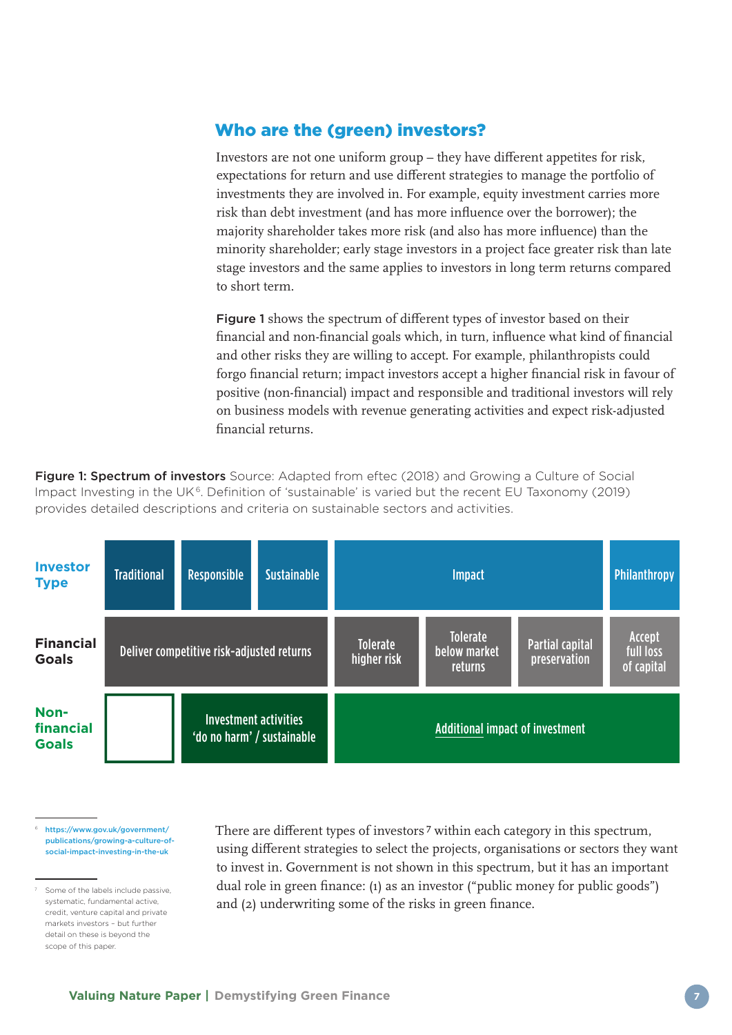## Who are the (green) investors?

Investors are not one uniform group – they have different appetites for risk, expectations for return and use different strategies to manage the portfolio of investments they are involved in. For example, equity investment carries more risk than debt investment (and has more influence over the borrower); the majority shareholder takes more risk (and also has more influence) than the minority shareholder; early stage investors in a project face greater risk than late stage investors and the same applies to investors in long term returns compared to short term.

**Figure 1** shows the spectrum of different types of investor based on their financial and non-financial goals which, in turn, influence what kind of financial and other risks they are willing to accept. For example, philanthropists could forgo financial return; impact investors accept a higher financial risk in favour of positive (non-financial) impact and responsible and traditional investors will rely on business models with revenue generating activities and expect risk-adjusted financial returns.

**Figure 1: Spectrum of investors** Source: Adapted from eftec (2018) and Growing a Culture of Social Impact Investing in the UK[6]. Definition of 'sustainable' is varied but the recent EU Taxonomy (2019) provides detailed descriptions and criteria on sustainable sectors and activities.

| | | | | | | | |
|---|---|---|---|---|---|---|---|
| **Investor Type** | Traditional | Responsible | Sustainable | Impact | | | Philanthropy |
| **Financial Goals** | Deliver competitive risk-adjusted returns | | | Tolerate higher risk | Tolerate below market returns | Partial capital preservation | Accept full loss of capital |
| **Non-financial Goals** | | Investment activities 'do no harm' / sustainable | | Additional impact of investment | | | |

There are different types of investors[7] within each category in this spectrum, using different strategies to select the projects, organisations or sectors they want to invest in. Government is not shown in this spectrum, but it has an important dual role in green finance: (1) as an investor ("public money for public goods") and (2) underwriting some of the risks in green finance.

[6] https://www.gov.uk/government/publications/growing-a-culture-of-social-impact-investing-in-the-uk

[7] Some of the labels include passive, systematic, fundamental active, credit, venture capital and private markets investors – but further detail on these is beyond the scope of this paper.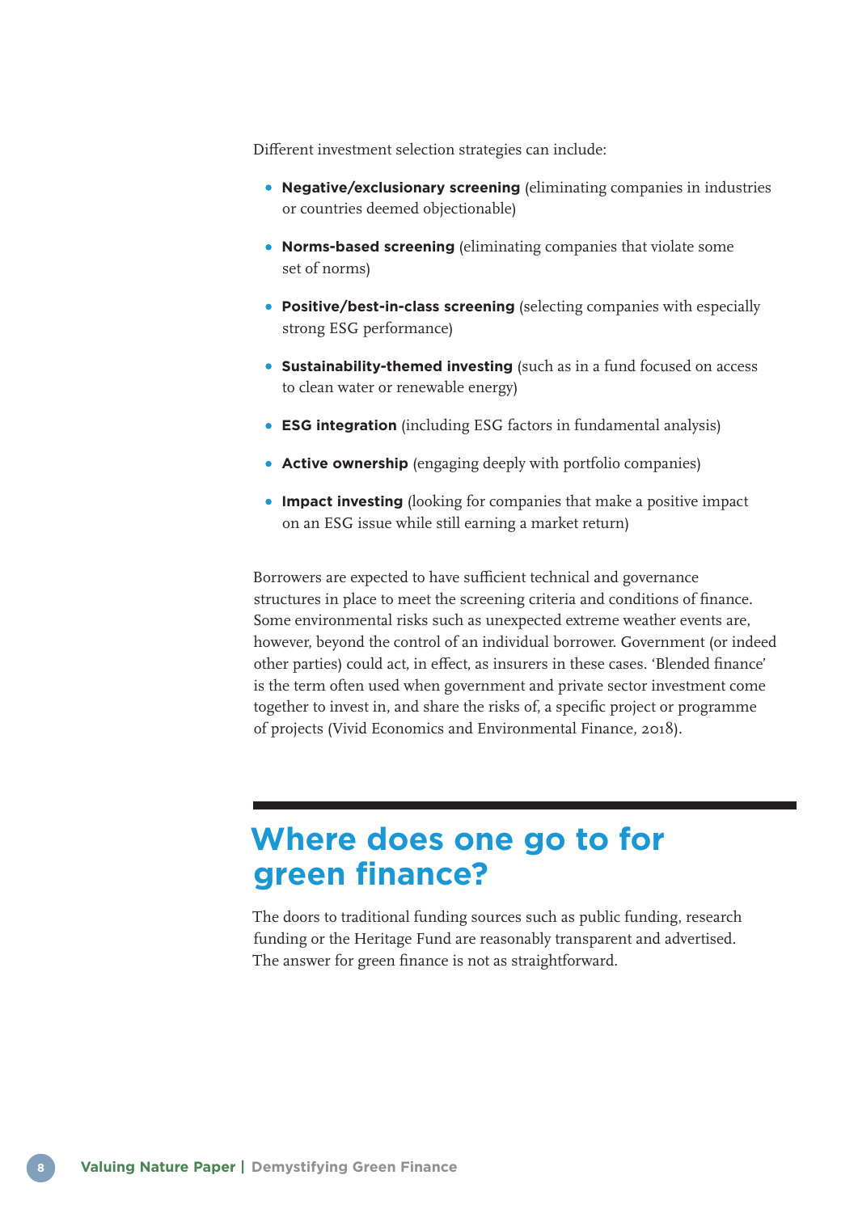Different investment selection strategies can include:

- **Negative/exclusionary screening** (eliminating companies in industries or countries deemed objectionable)
- **Norms-based screening** (eliminating companies that violate some set of norms)
- **Positive/best-in-class screening** (selecting companies with especially strong ESG performance)
- **Sustainability-themed investing** (such as in a fund focused on access to clean water or renewable energy)
- **ESG integration** (including ESG factors in fundamental analysis)
- **Active ownership** (engaging deeply with portfolio companies)
- **Impact investing** (looking for companies that make a positive impact on an ESG issue while still earning a market return)

Borrowers are expected to have sufficient technical and governance structures in place to meet the screening criteria and conditions of finance. Some environmental risks such as unexpected extreme weather events are, however, beyond the control of an individual borrower. Government (or indeed other parties) could act, in effect, as insurers in these cases. 'Blended finance' is the term often used when government and private sector investment come together to invest in, and share the risks of, a specific project or programme of projects (Vivid Economics and Environmental Finance, 2018).

## Where does one go to for green finance?

The doors to traditional funding sources such as public funding, research funding or the Heritage Fund are reasonably transparent and advertised. The answer for green finance is not as straightforward.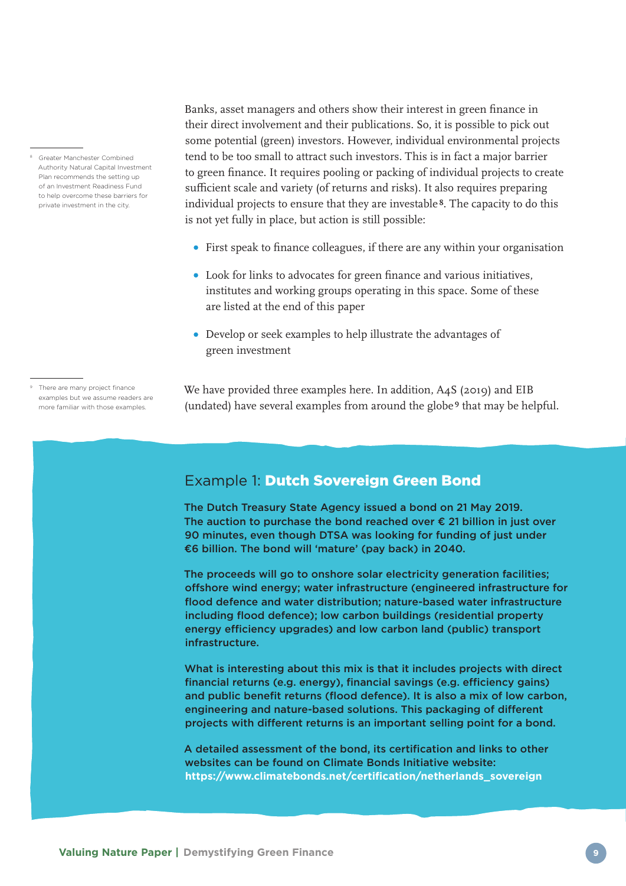Banks, asset managers and others show their interest in green finance in their direct involvement and their publications. So, it is possible to pick out some potential (green) investors. However, individual environmental projects tend to be too small to attract such investors. This is in fact a major barrier to green finance. It requires pooling or packing of individual projects to create sufficient scale and variety (of returns and risks). It also requires preparing individual projects to ensure that they are investable[8]. The capacity to do this is not yet fully in place, but action is still possible:

- First speak to finance colleagues, if there are any within your organisation
- Look for links to advocates for green finance and various initiatives, institutes and working groups operating in this space. Some of these are listed at the end of this paper
- Develop or seek examples to help illustrate the advantages of green investment

We have provided three examples here. In addition, A4S (2019) and EIB (undated) have several examples from around the globe[9] that may be helpful.

[8] Greater Manchester Combined Authority Natural Capital Investment Plan recommends the setting up of an Investment Readiness Fund to help overcome these barriers for private investment in the city.

[9] There are many project finance examples but we assume readers are more familiar with those examples.

## Example 1: **Dutch Sovereign Green Bond**

**The Dutch Treasury State Agency issued a bond on 21 May 2019. The auction to purchase the bond reached over € 21 billion in just over 90 minutes, even though DTSA was looking for funding of just under €6 billion. The bond will 'mature' (pay back) in 2040.**

**The proceeds will go to onshore solar electricity generation facilities; offshore wind energy; water infrastructure (engineered infrastructure for flood defence and water distribution; nature-based water infrastructure including flood defence); low carbon buildings (residential property energy efficiency upgrades) and low carbon land (public) transport infrastructure.**

**What is interesting about this mix is that it includes projects with direct financial returns (e.g. energy), financial savings (e.g. efficiency gains) and public benefit returns (flood defence). It is also a mix of low carbon, engineering and nature-based solutions. This packaging of different projects with different returns is an important selling point for a bond.**

**A detailed assessment of the bond, its certification and links to other websites can be found on Climate Bonds Initiative website: https://www.climatebonds.net/certification/netherlands_sovereign**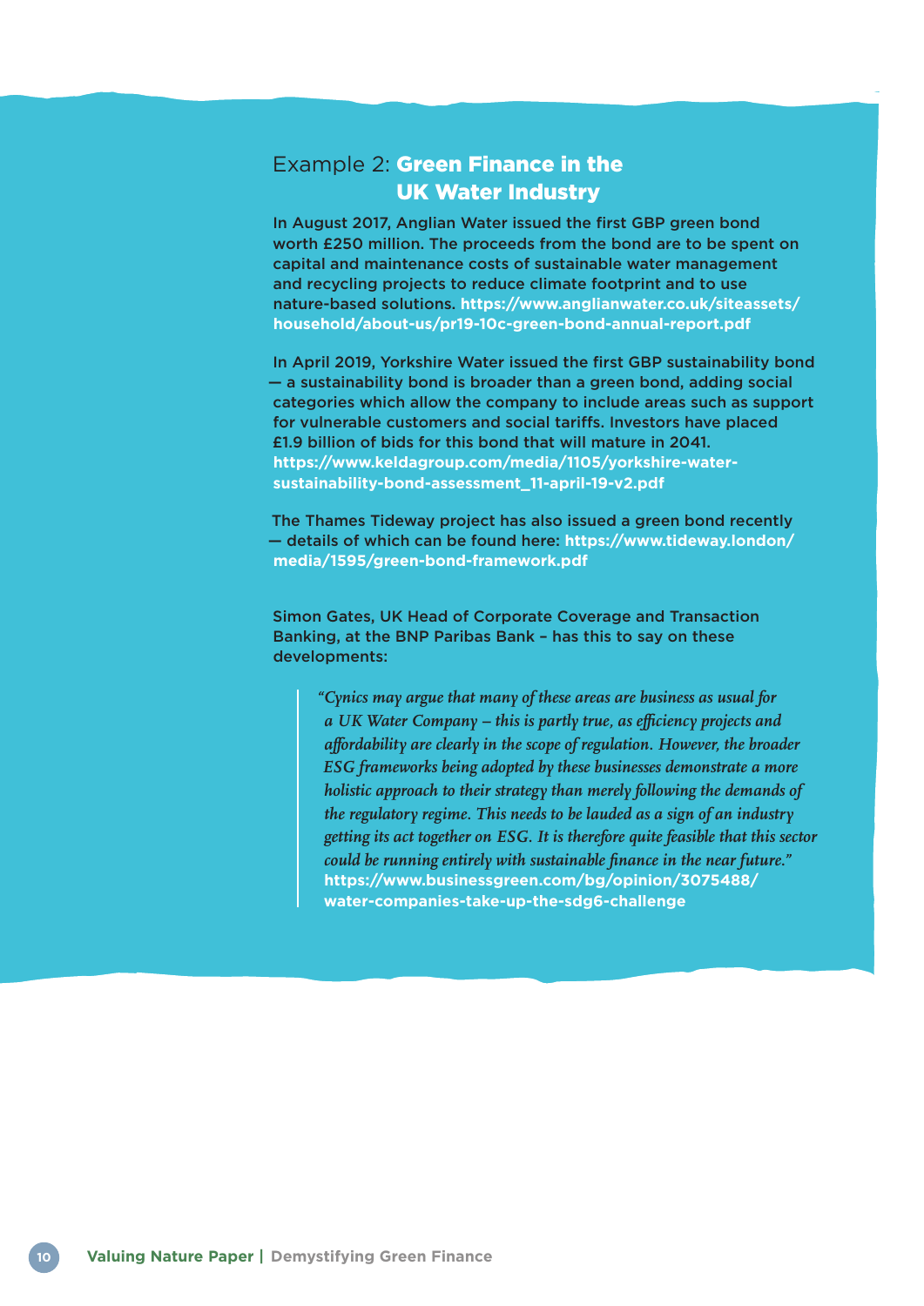## Example 2: **Green Finance in the UK Water Industry**

In August 2017, Anglian Water issued the first GBP green bond worth £250 million. The proceeds from the bond are to be spent on capital and maintenance costs of sustainable water management and recycling projects to reduce climate footprint and to use nature-based solutions. **https://www.anglianwater.co.uk/siteassets/household/about-us/pr19-10c-green-bond-annual-report.pdf**

In April 2019, Yorkshire Water issued the first GBP sustainability bond — a sustainability bond is broader than a green bond, adding social categories which allow the company to include areas such as support for vulnerable customers and social tariffs. Investors have placed £1.9 billion of bids for this bond that will mature in 2041. **https://www.keldagroup.com/media/1105/yorkshire-water-sustainability-bond-assessment_11-april-19-v2.pdf**

The Thames Tideway project has also issued a green bond recently — details of which can be found here: **https://www.tideway.london/media/1595/green-bond-framework.pdf**

Simon Gates, UK Head of Corporate Coverage and Transaction Banking, at the BNP Paribas Bank – has this to say on these developments:

> *"Cynics may argue that many of these areas are business as usual for a UK Water Company – this is partly true, as efficiency projects and affordability are clearly in the scope of regulation. However, the broader ESG frameworks being adopted by these businesses demonstrate a more holistic approach to their strategy than merely following the demands of the regulatory regime. This needs to be lauded as a sign of an industry getting its act together on ESG. It is therefore quite feasible that this sector could be running entirely with sustainable finance in the near future."*
> **https://www.businessgreen.com/bg/opinion/3075488/water-companies-take-up-the-sdg6-challenge**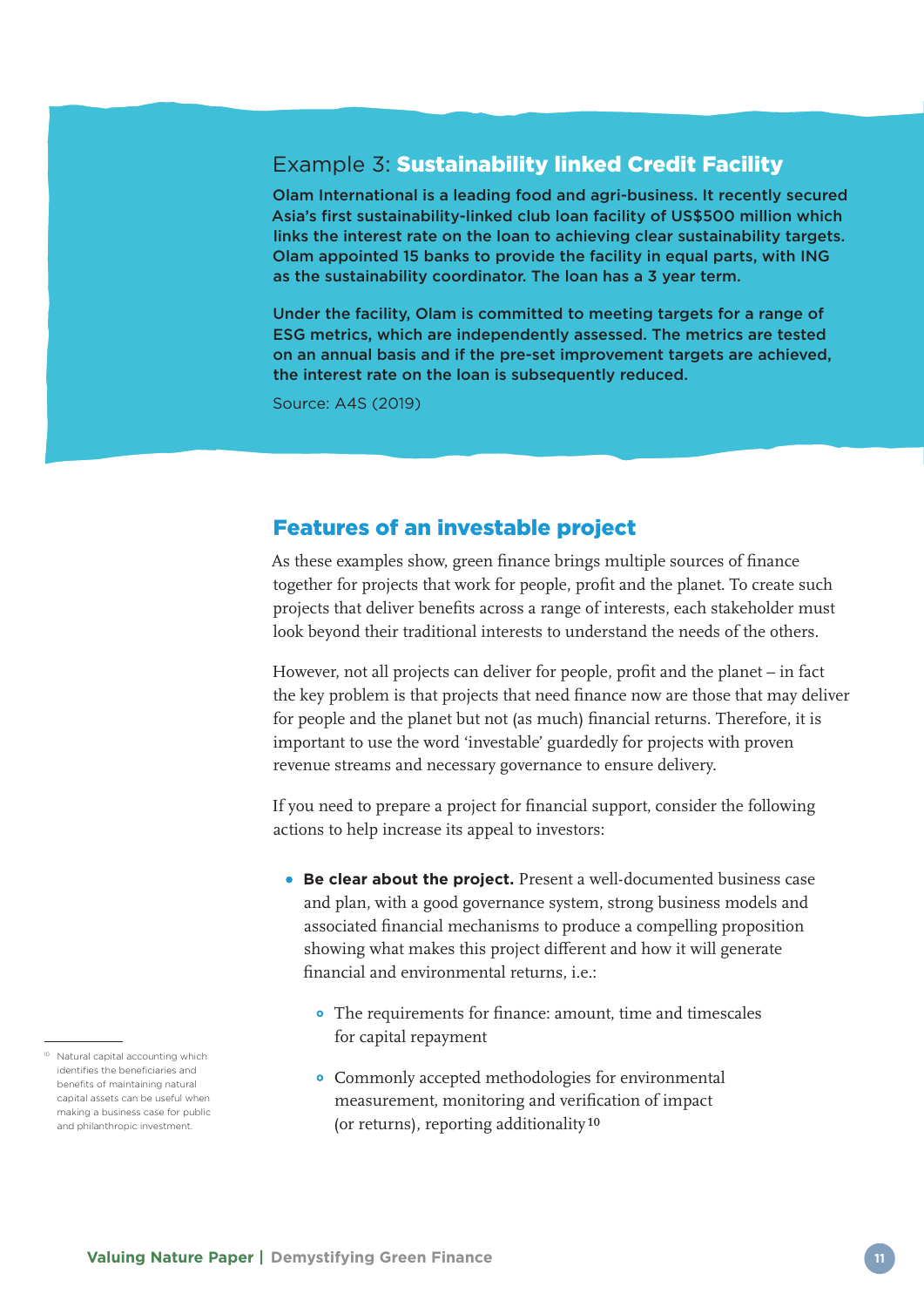### Example 3: **Sustainability linked Credit Facility**

**Olam International is a leading food and agri-business. It recently secured Asia's first sustainability-linked club loan facility of US$500 million which links the interest rate on the loan to achieving clear sustainability targets. Olam appointed 15 banks to provide the facility in equal parts, with ING as the sustainability coordinator. The loan has a 3 year term.**

**Under the facility, Olam is committed to meeting targets for a range of ESG metrics, which are independently assessed. The metrics are tested on an annual basis and if the pre-set improvement targets are achieved, the interest rate on the loan is subsequently reduced.**

Source: A4S (2019)

## Features of an investable project

As these examples show, green finance brings multiple sources of finance together for projects that work for people, profit and the planet. To create such projects that deliver benefits across a range of interests, each stakeholder must look beyond their traditional interests to understand the needs of the others.

However, not all projects can deliver for people, profit and the planet – in fact the key problem is that projects that need finance now are those that may deliver for people and the planet but not (as much) financial returns. Therefore, it is important to use the word 'investable' guardedly for projects with proven revenue streams and necessary governance to ensure delivery.

If you need to prepare a project for financial support, consider the following actions to help increase its appeal to investors:

- **Be clear about the project.** Present a well-documented business case and plan, with a good governance system, strong business models and associated financial mechanisms to produce a compelling proposition showing what makes this project different and how it will generate financial and environmental returns, i.e.:
  - The requirements for finance: amount, time and timescales for capital repayment
  - Commonly accepted methodologies for environmental measurement, monitoring and verification of impact (or returns), reporting additionality[10]

[10] Natural capital accounting which identifies the beneficiaries and benefits of maintaining natural capital assets can be useful when making a business case for public and philanthropic investment.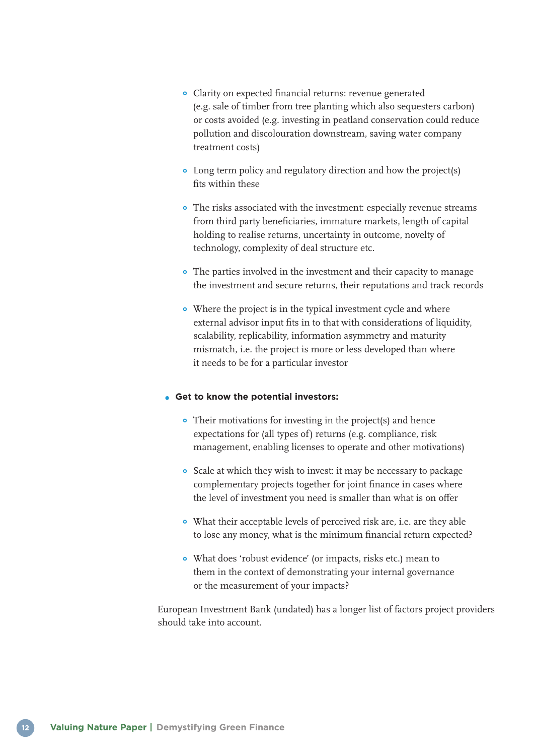- Clarity on expected financial returns: revenue generated (e.g. sale of timber from tree planting which also sequesters carbon) or costs avoided (e.g. investing in peatland conservation could reduce pollution and discolouration downstream, saving water company treatment costs)

  - Long term policy and regulatory direction and how the project(s) fits within these

  - The risks associated with the investment: especially revenue streams from third party beneficiaries, immature markets, length of capital holding to realise returns, uncertainty in outcome, novelty of technology, complexity of deal structure etc.

  - The parties involved in the investment and their capacity to manage the investment and secure returns, their reputations and track records

  - Where the project is in the typical investment cycle and where external advisor input fits in to that with considerations of liquidity, scalability, replicability, information asymmetry and maturity mismatch, i.e. the project is more or less developed than where it needs to be for a particular investor

- **Get to know the potential investors:**

  - Their motivations for investing in the project(s) and hence expectations for (all types of) returns (e.g. compliance, risk management, enabling licenses to operate and other motivations)

  - Scale at which they wish to invest: it may be necessary to package complementary projects together for joint finance in cases where the level of investment you need is smaller than what is on offer

  - What their acceptable levels of perceived risk are, i.e. are they able to lose any money, what is the minimum financial return expected?

  - What does 'robust evidence' (or impacts, risks etc.) mean to them in the context of demonstrating your internal governance or the measurement of your impacts?

European Investment Bank (undated) has a longer list of factors project providers should take into account.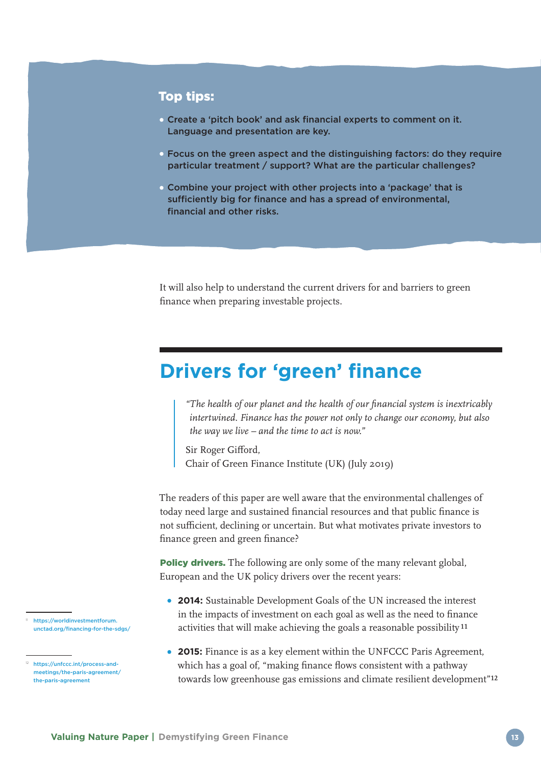**Top tips:**

- Create a 'pitch book' and ask financial experts to comment on it. Language and presentation are key.
- Focus on the green aspect and the distinguishing factors: do they require particular treatment / support? What are the particular challenges?
- Combine your project with other projects into a 'package' that is sufficiently big for finance and has a spread of environmental, financial and other risks.

It will also help to understand the current drivers for and barriers to green finance when preparing investable projects.

## Drivers for 'green' finance

> *"The health of our planet and the health of our financial system is inextricably intertwined. Finance has the power not only to change our economy, but also the way we live – and the time to act is now."*
>
> Sir Roger Gifford,
> Chair of Green Finance Institute (UK) (July 2019)

The readers of this paper are well aware that the environmental challenges of today need large and sustained financial resources and that public finance is not sufficient, declining or uncertain. But what motivates private investors to finance green and green finance?

**Policy drivers.** The following are only some of the many relevant global, European and the UK policy drivers over the recent years:

- **2014:** Sustainable Development Goals of the UN increased the interest in the impacts of investment on each goal as well as the need to finance activities that will make achieving the goals a reasonable possibility [11]
- **2015:** Finance is as a key element within the UNFCCC Paris Agreement, which has a goal of, "making finance flows consistent with a pathway towards low greenhouse gas emissions and climate resilient development" [12]

[11] https://worldinvestmentforum.unctad.org/financing-for-the-sdgs/

[12] https://unfccc.int/process-and-meetings/the-paris-agreement/the-paris-agreement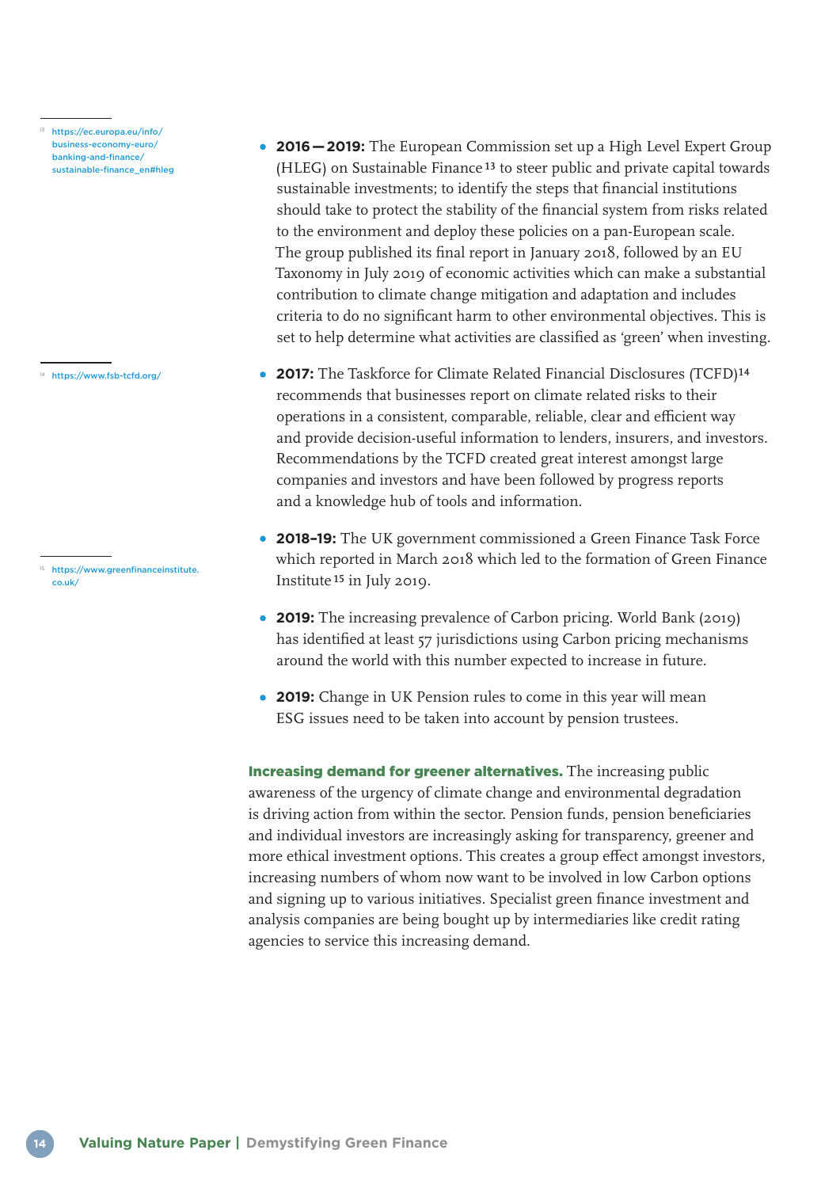- **2016 — 2019:** The European Commission set up a High Level Expert Group (HLEG) on Sustainable Finance[13] to steer public and private capital towards sustainable investments; to identify the steps that financial institutions should take to protect the stability of the financial system from risks related to the environment and deploy these policies on a pan-European scale. The group published its final report in January 2018, followed by an EU Taxonomy in July 2019 of economic activities which can make a substantial contribution to climate change mitigation and adaptation and includes criteria to do no significant harm to other environmental objectives. This is set to help determine what activities are classified as 'green' when investing.

- **2017:** The Taskforce for Climate Related Financial Disclosures (TCFD)[14] recommends that businesses report on climate related risks to their operations in a consistent, comparable, reliable, clear and efficient way and provide decision-useful information to lenders, insurers, and investors. Recommendations by the TCFD created great interest amongst large companies and investors and have been followed by progress reports and a knowledge hub of tools and information.

- **2018–19:** The UK government commissioned a Green Finance Task Force which reported in March 2018 which led to the formation of Green Finance Institute[15] in July 2019.

- **2019:** The increasing prevalence of Carbon pricing. World Bank (2019) has identified at least 57 jurisdictions using Carbon pricing mechanisms around the world with this number expected to increase in future.

- **2019:** Change in UK Pension rules to come in this year will mean ESG issues need to be taken into account by pension trustees.

**Increasing demand for greener alternatives.** The increasing public awareness of the urgency of climate change and environmental degradation is driving action from within the sector. Pension funds, pension beneficiaries and individual investors are increasingly asking for transparency, greener and more ethical investment options. This creates a group effect amongst investors, increasing numbers of whom now want to be involved in low Carbon options and signing up to various initiatives. Specialist green finance investment and analysis companies are being bought up by intermediaries like credit rating agencies to service this increasing demand.

---

[13] https://ec.europa.eu/info/business-economy-euro/banking-and-finance/sustainable-finance_en#hleg

[14] https://www.fsb-tcfd.org/

[15] https://www.greenfinanceinstitute.co.uk/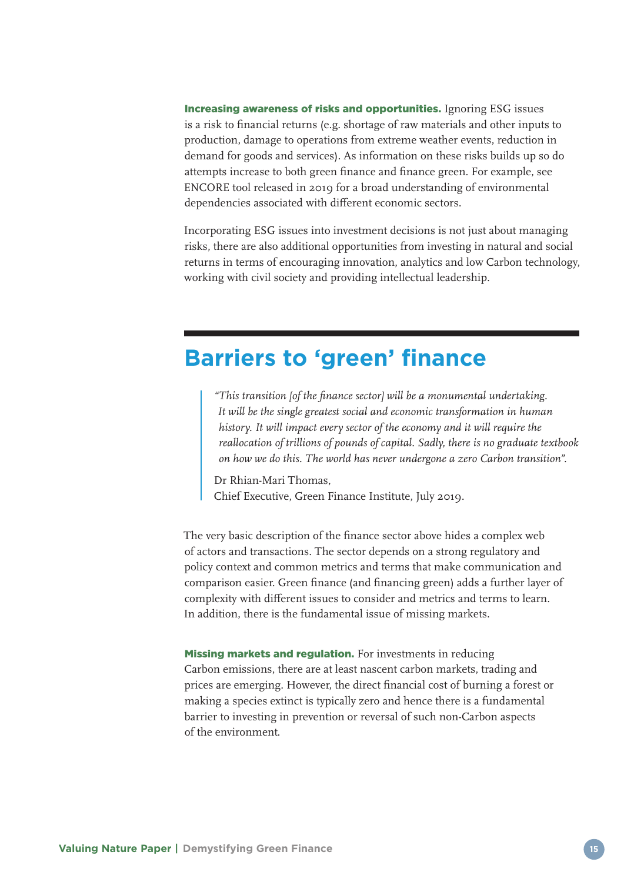**Increasing awareness of risks and opportunities.** Ignoring ESG issues is a risk to financial returns (e.g. shortage of raw materials and other inputs to production, damage to operations from extreme weather events, reduction in demand for goods and services). As information on these risks builds up so do attempts increase to both green finance and finance green. For example, see ENCORE tool released in 2019 for a broad understanding of environmental dependencies associated with different economic sectors.

Incorporating ESG issues into investment decisions is not just about managing risks, there are also additional opportunities from investing in natural and social returns in terms of encouraging innovation, analytics and low Carbon technology, working with civil society and providing intellectual leadership.

## Barriers to 'green' finance

> *"This transition [of the finance sector] will be a monumental undertaking. It will be the single greatest social and economic transformation in human history. It will impact every sector of the economy and it will require the reallocation of trillions of pounds of capital. Sadly, there is no graduate textbook on how we do this. The world has never undergone a zero Carbon transition".*
>
> Dr Rhian-Mari Thomas,
> Chief Executive, Green Finance Institute, July 2019.

The very basic description of the finance sector above hides a complex web of actors and transactions. The sector depends on a strong regulatory and policy context and common metrics and terms that make communication and comparison easier. Green finance (and financing green) adds a further layer of complexity with different issues to consider and metrics and terms to learn. In addition, there is the fundamental issue of missing markets.

**Missing markets and regulation.** For investments in reducing Carbon emissions, there are at least nascent carbon markets, trading and prices are emerging. However, the direct financial cost of burning a forest or making a species extinct is typically zero and hence there is a fundamental barrier to investing in prevention or reversal of such non-Carbon aspects of the environment.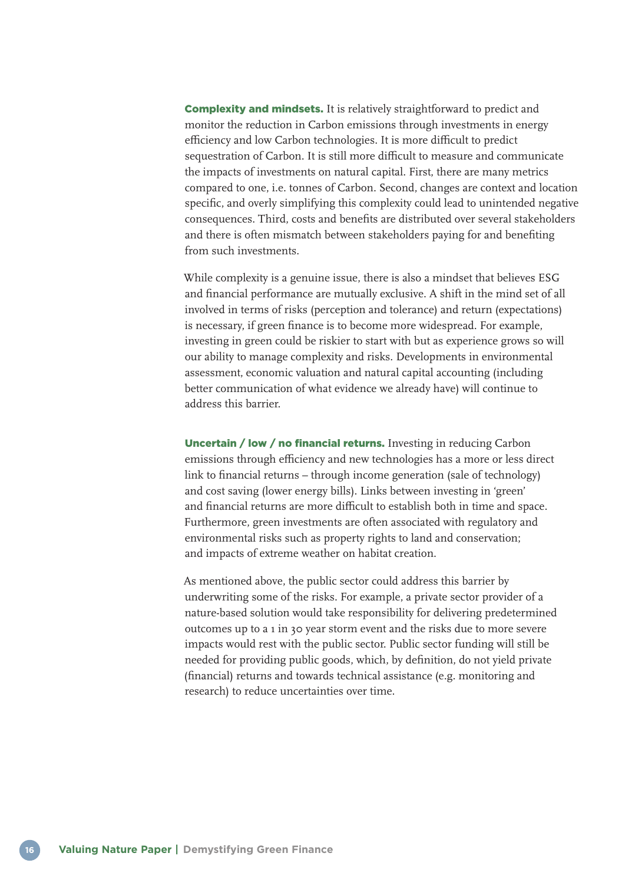**Complexity and mindsets.** It is relatively straightforward to predict and monitor the reduction in Carbon emissions through investments in energy efficiency and low Carbon technologies. It is more difficult to predict sequestration of Carbon. It is still more difficult to measure and communicate the impacts of investments on natural capital. First, there are many metrics compared to one, i.e. tonnes of Carbon. Second, changes are context and location specific, and overly simplifying this complexity could lead to unintended negative consequences. Third, costs and benefits are distributed over several stakeholders and there is often mismatch between stakeholders paying for and benefiting from such investments.

While complexity is a genuine issue, there is also a mindset that believes ESG and financial performance are mutually exclusive. A shift in the mind set of all involved in terms of risks (perception and tolerance) and return (expectations) is necessary, if green finance is to become more widespread. For example, investing in green could be riskier to start with but as experience grows so will our ability to manage complexity and risks. Developments in environmental assessment, economic valuation and natural capital accounting (including better communication of what evidence we already have) will continue to address this barrier.

**Uncertain / low / no financial returns.** Investing in reducing Carbon emissions through efficiency and new technologies has a more or less direct link to financial returns – through income generation (sale of technology) and cost saving (lower energy bills). Links between investing in 'green' and financial returns are more difficult to establish both in time and space. Furthermore, green investments are often associated with regulatory and environmental risks such as property rights to land and conservation; and impacts of extreme weather on habitat creation.

As mentioned above, the public sector could address this barrier by underwriting some of the risks. For example, a private sector provider of a nature-based solution would take responsibility for delivering predetermined outcomes up to a 1 in 30 year storm event and the risks due to more severe impacts would rest with the public sector. Public sector funding will still be needed for providing public goods, which, by definition, do not yield private (financial) returns and towards technical assistance (e.g. monitoring and research) to reduce uncertainties over time.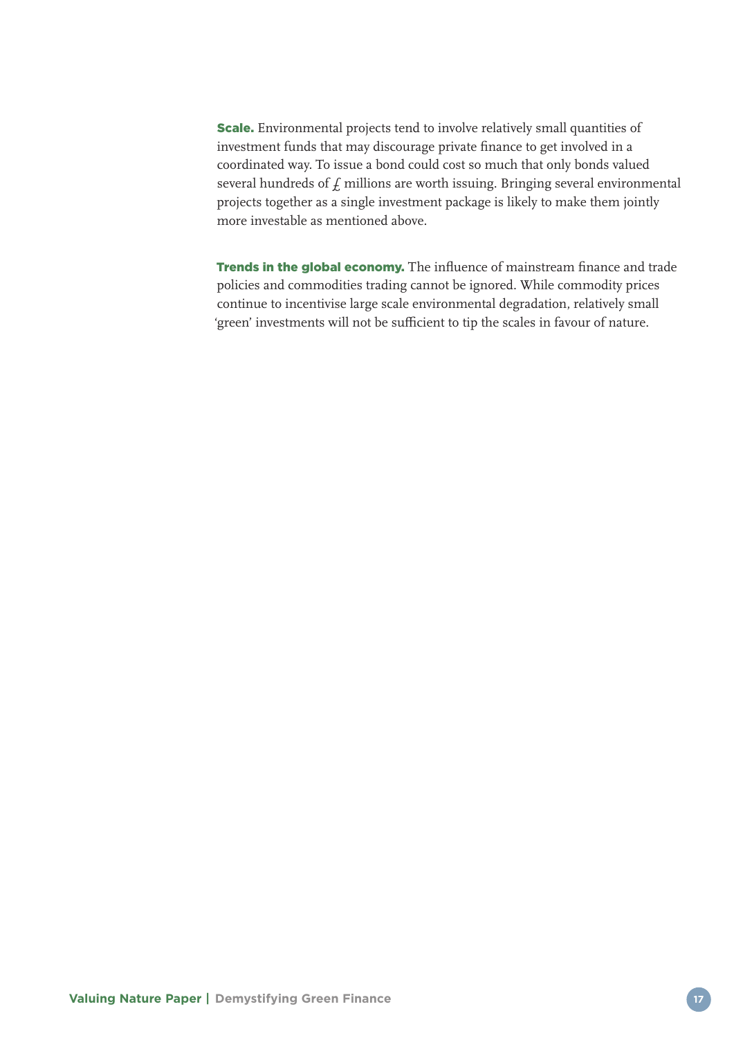**Scale.** Environmental projects tend to involve relatively small quantities of investment funds that may discourage private finance to get involved in a coordinated way. To issue a bond could cost so much that only bonds valued several hundreds of £ millions are worth issuing. Bringing several environmental projects together as a single investment package is likely to make them jointly more investable as mentioned above.

**Trends in the global economy.** The influence of mainstream finance and trade policies and commodities trading cannot be ignored. While commodity prices continue to incentivise large scale environmental degradation, relatively small 'green' investments will not be sufficient to tip the scales in favour of nature.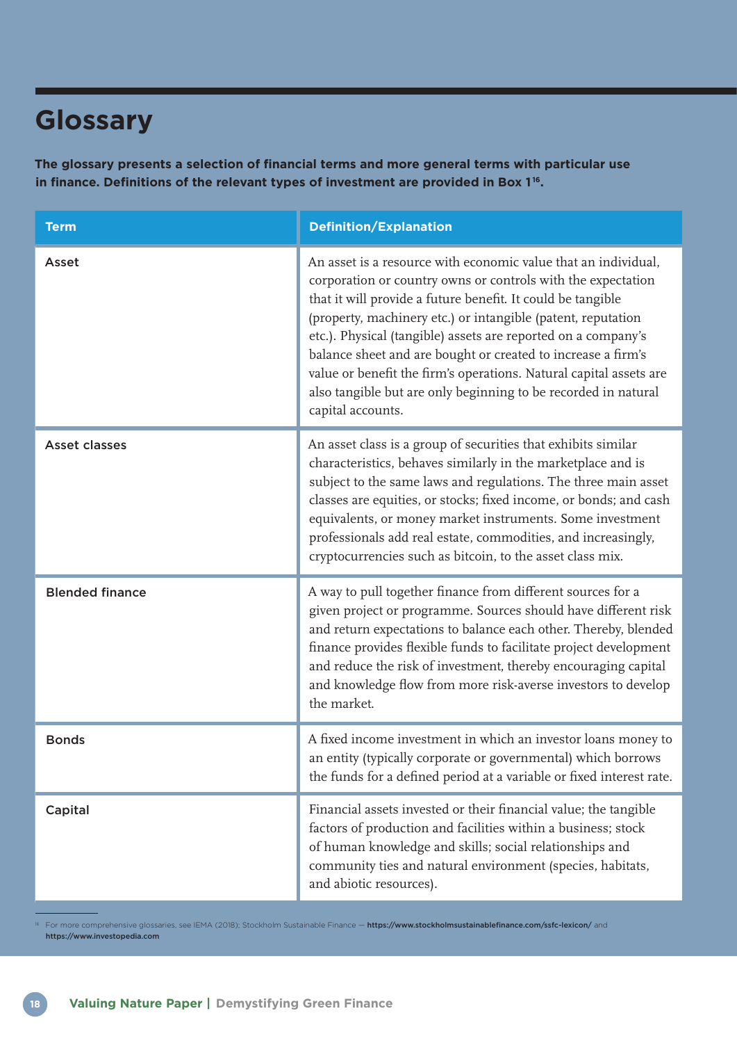# Glossary

**The glossary presents a selection of financial terms and more general terms with particular use in finance. Definitions of the relevant types of investment are provided in Box 1[16].**

| Term | Definition/Explanation |
|---|---|
| Asset | An asset is a resource with economic value that an individual, corporation or country owns or controls with the expectation that it will provide a future benefit. It could be tangible (property, machinery etc.) or intangible (patent, reputation etc.). Physical (tangible) assets are reported on a company's balance sheet and are bought or created to increase a firm's value or benefit the firm's operations. Natural capital assets are also tangible but are only beginning to be recorded in natural capital accounts. |
| Asset classes | An asset class is a group of securities that exhibits similar characteristics, behaves similarly in the marketplace and is subject to the same laws and regulations. The three main asset classes are equities, or stocks; fixed income, or bonds; and cash equivalents, or money market instruments. Some investment professionals add real estate, commodities, and increasingly, cryptocurrencies such as bitcoin, to the asset class mix. |
| Blended finance | A way to pull together finance from different sources for a given project or programme. Sources should have different risk and return expectations to balance each other. Thereby, blended finance provides flexible funds to facilitate project development and reduce the risk of investment, thereby encouraging capital and knowledge flow from more risk-averse investors to develop the market. |
| Bonds | A fixed income investment in which an investor loans money to an entity (typically corporate or governmental) which borrows the funds for a defined period at a variable or fixed interest rate. |
| Capital | Financial assets invested or their financial value; the tangible factors of production and facilities within a business; stock of human knowledge and skills; social relationships and community ties and natural environment (species, habitats, and abiotic resources). |

[16] For more comprehensive glossaries, see IEMA (2018); Stockholm Sustainable Finance — **https://www.stockholmsustainablefinance.com/ssfc-lexicon/** and **https://www.investopedia.com**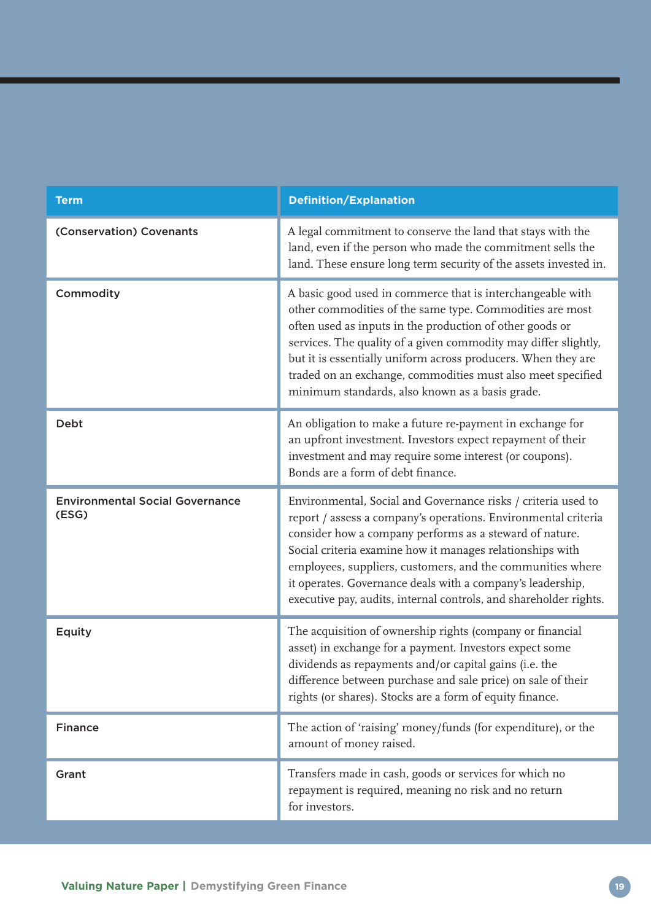| Term | Definition/Explanation |
| --- | --- |
| (Conservation) Covenants | A legal commitment to conserve the land that stays with the land, even if the person who made the commitment sells the land. These ensure long term security of the assets invested in. |
| Commodity | A basic good used in commerce that is interchangeable with other commodities of the same type. Commodities are most often used as inputs in the production of other goods or services. The quality of a given commodity may differ slightly, but it is essentially uniform across producers. When they are traded on an exchange, commodities must also meet specified minimum standards, also known as a basis grade. |
| Debt | An obligation to make a future re-payment in exchange for an upfront investment. Investors expect repayment of their investment and may require some interest (or coupons). Bonds are a form of debt finance. |
| Environmental Social Governance (ESG) | Environmental, Social and Governance risks / criteria used to report / assess a company's operations. Environmental criteria consider how a company performs as a steward of nature. Social criteria examine how it manages relationships with employees, suppliers, customers, and the communities where it operates. Governance deals with a company's leadership, executive pay, audits, internal controls, and shareholder rights. |
| Equity | The acquisition of ownership rights (company or financial asset) in exchange for a payment. Investors expect some dividends as repayments and/or capital gains (i.e. the difference between purchase and sale price) on sale of their rights (or shares). Stocks are a form of equity finance. |
| Finance | The action of 'raising' money/funds (for expenditure), or the amount of money raised. |
| Grant | Transfers made in cash, goods or services for which no repayment is required, meaning no risk and no return for investors. |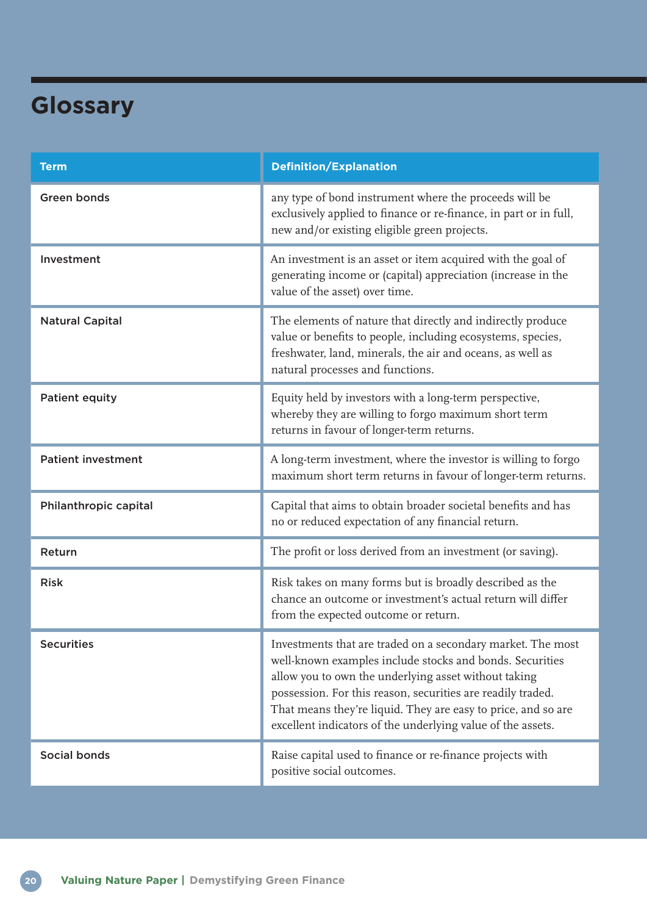# Glossary

| Term | Definition/Explanation |
|---|---|
| Green bonds | any type of bond instrument where the proceeds will be exclusively applied to finance or re-finance, in part or in full, new and/or existing eligible green projects. |
| Investment | An investment is an asset or item acquired with the goal of generating income or (capital) appreciation (increase in the value of the asset) over time. |
| Natural Capital | The elements of nature that directly and indirectly produce value or benefits to people, including ecosystems, species, freshwater, land, minerals, the air and oceans, as well as natural processes and functions. |
| Patient equity | Equity held by investors with a long-term perspective, whereby they are willing to forgo maximum short term returns in favour of longer-term returns. |
| Patient investment | A long-term investment, where the investor is willing to forgo maximum short term returns in favour of longer-term returns. |
| Philanthropic capital | Capital that aims to obtain broader societal benefits and has no or reduced expectation of any financial return. |
| Return | The profit or loss derived from an investment (or saving). |
| Risk | Risk takes on many forms but is broadly described as the chance an outcome or investment's actual return will differ from the expected outcome or return. |
| Securities | Investments that are traded on a secondary market. The most well-known examples include stocks and bonds. Securities allow you to own the underlying asset without taking possession. For this reason, securities are readily traded. That means they're liquid. They are easy to price, and so are excellent indicators of the underlying value of the assets. |
| Social bonds | Raise capital used to finance or re-finance projects with positive social outcomes. |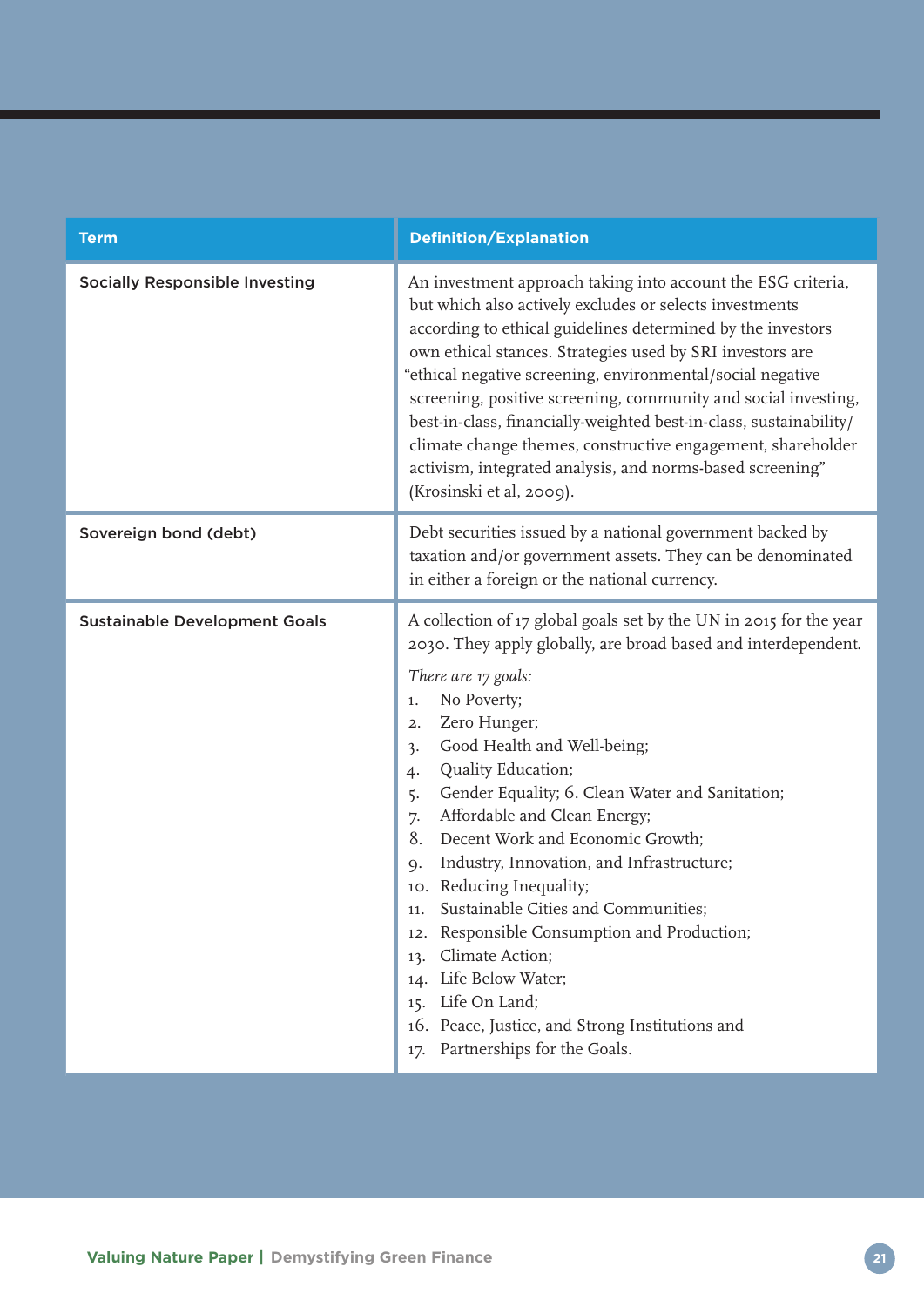| Term | Definition/Explanation |
|---|---|
| Socially Responsible Investing | An investment approach taking into account the ESG criteria, but which also actively excludes or selects investments according to ethical guidelines determined by the investors own ethical stances. Strategies used by SRI investors are "ethical negative screening, environmental/social negative screening, positive screening, community and social investing, best-in-class, financially-weighted best-in-class, sustainability/climate change themes, constructive engagement, shareholder activism, integrated analysis, and norms-based screening" (Krosinski et al, 2009). |
| Sovereign bond (debt) | Debt securities issued by a national government backed by taxation and/or government assets. They can be denominated in either a foreign or the national currency. |
| Sustainable Development Goals | A collection of 17 global goals set by the UN in 2015 for the year 2030. They apply globally, are broad based and interdependent.<br><br>*There are 17 goals:*<br>1. No Poverty;<br>2. Zero Hunger;<br>3. Good Health and Well-being;<br>4. Quality Education;<br>5. Gender Equality; 6. Clean Water and Sanitation;<br>7. Affordable and Clean Energy;<br>8. Decent Work and Economic Growth;<br>9. Industry, Innovation, and Infrastructure;<br>10. Reducing Inequality;<br>11. Sustainable Cities and Communities;<br>12. Responsible Consumption and Production;<br>13. Climate Action;<br>14. Life Below Water;<br>15. Life On Land;<br>16. Peace, Justice, and Strong Institutions and<br>17. Partnerships for the Goals. |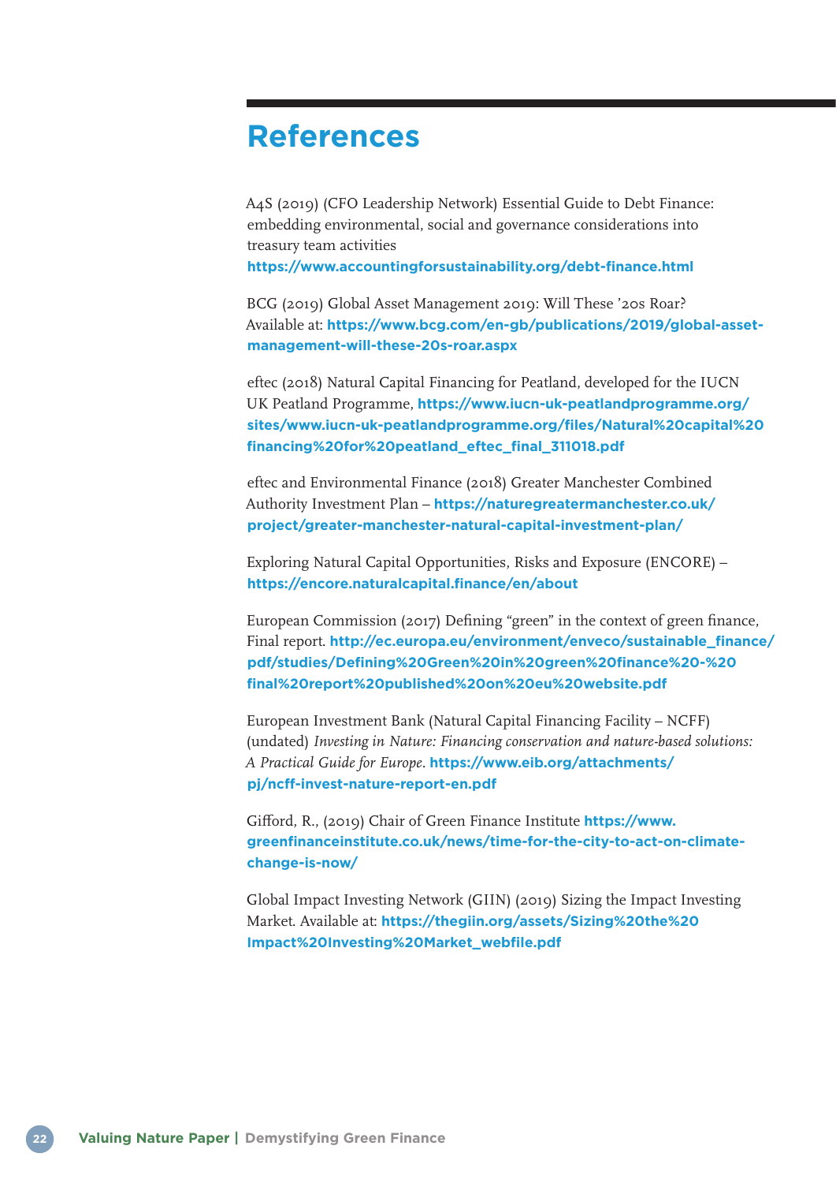# References

A4S (2019) (CFO Leadership Network) Essential Guide to Debt Finance: embedding environmental, social and governance considerations into treasury team activities
**https://www.accountingforsustainability.org/debt-finance.html**

BCG (2019) Global Asset Management 2019: Will These '20s Roar? Available at: **https://www.bcg.com/en-gb/publications/2019/global-asset-management-will-these-20s-roar.aspx**

eftec (2018) Natural Capital Financing for Peatland, developed for the IUCN UK Peatland Programme, **https://www.iucn-uk-peatlandprogramme.org/sites/www.iucn-uk-peatlandprogramme.org/files/Natural%20capital%20financing%20for%20peatland_eftec_final_311018.pdf**

eftec and Environmental Finance (2018) Greater Manchester Combined Authority Investment Plan – **https://naturegreatermanchester.co.uk/project/greater-manchester-natural-capital-investment-plan/**

Exploring Natural Capital Opportunities, Risks and Exposure (ENCORE) – **https://encore.naturalcapital.finance/en/about**

European Commission (2017) Defining "green" in the context of green finance, Final report. **http://ec.europa.eu/environment/enveco/sustainable_finance/pdf/studies/Defining%20Green%20in%20green%20finance%20-%20final%20report%20published%20on%20eu%20website.pdf**

European Investment Bank (Natural Capital Financing Facility – NCFF) (undated) *Investing in Nature: Financing conservation and nature-based solutions: A Practical Guide for Europe*. **https://www.eib.org/attachments/pj/ncff-invest-nature-report-en.pdf**

Gifford, R., (2019) Chair of Green Finance Institute **https://www.greenfinanceinstitute.co.uk/news/time-for-the-city-to-act-on-climate-change-is-now/**

Global Impact Investing Network (GIIN) (2019) Sizing the Impact Investing Market. Available at: **https://thegiin.org/assets/Sizing%20the%20Impact%20Investing%20Market_webfile.pdf**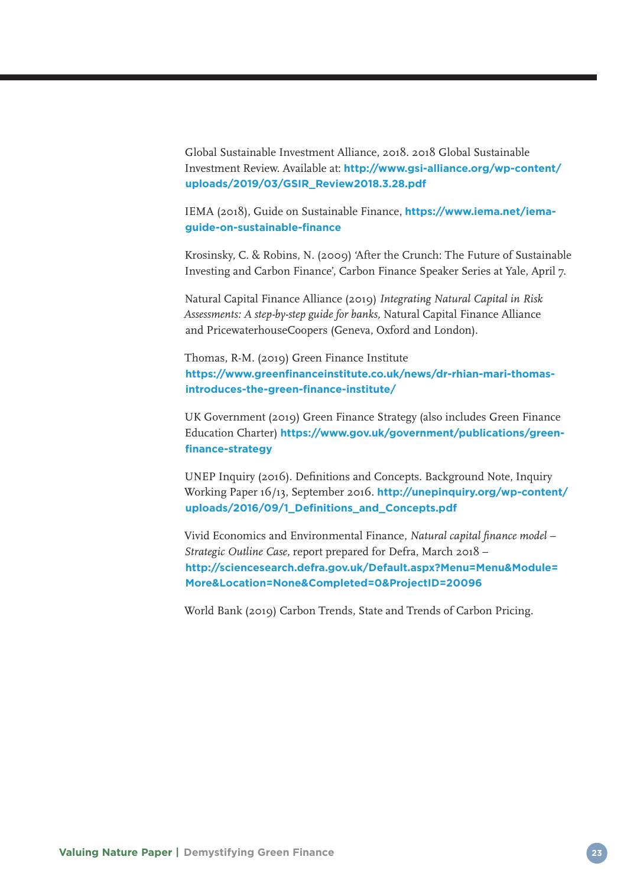Global Sustainable Investment Alliance, 2018. 2018 Global Sustainable Investment Review. Available at: **http://www.gsi-alliance.org/wp-content/uploads/2019/03/GSIR_Review2018.3.28.pdf**

IEMA (2018), Guide on Sustainable Finance, **https://www.iema.net/iema-guide-on-sustainable-finance**

Krosinsky, C. & Robins, N. (2009) 'After the Crunch: The Future of Sustainable Investing and Carbon Finance', Carbon Finance Speaker Series at Yale, April 7.

Natural Capital Finance Alliance (2019) *Integrating Natural Capital in Risk Assessments: A step-by-step guide for banks,* Natural Capital Finance Alliance and PricewaterhouseCoopers (Geneva, Oxford and London).

Thomas, R-M. (2019) Green Finance Institute **https://www.greenfinanceinstitute.co.uk/news/dr-rhian-mari-thomas-introduces-the-green-finance-institute/**

UK Government (2019) Green Finance Strategy (also includes Green Finance Education Charter) **https://www.gov.uk/government/publications/green-finance-strategy**

UNEP Inquiry (2016). Definitions and Concepts. Background Note, Inquiry Working Paper 16/13, September 2016. **http://unepinquiry.org/wp-content/uploads/2016/09/1_Definitions_and_Concepts.pdf**

Vivid Economics and Environmental Finance, *Natural capital finance model – Strategic Outline Case,* report prepared for Defra, March 2018 – **http://sciencesearch.defra.gov.uk/Default.aspx?Menu=Menu&Module=More&Location=None&Completed=0&ProjectID=20096**

World Bank (2019) Carbon Trends, State and Trends of Carbon Pricing.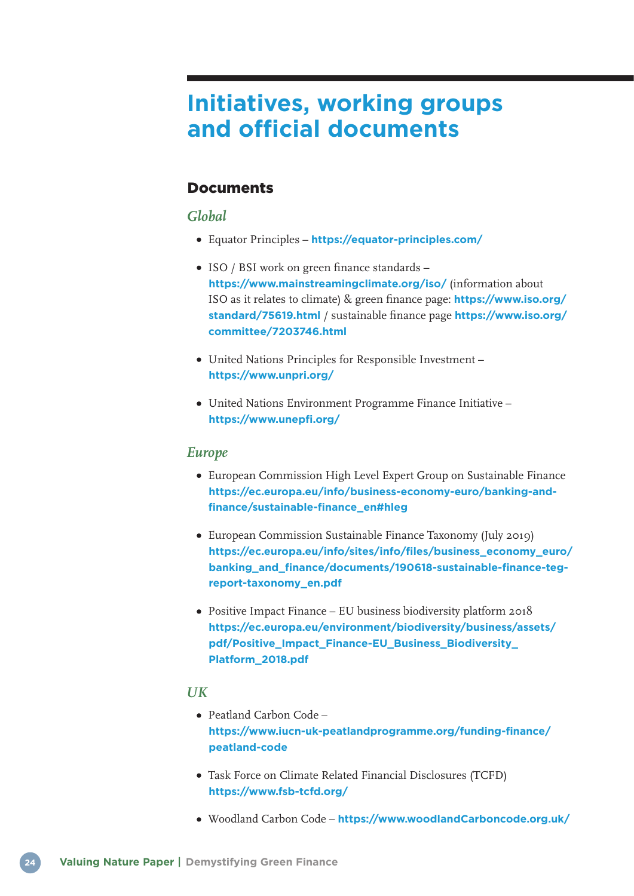# Initiatives, working groups and official documents

## Documents

### *Global*

- Equator Principles – **https://equator-principles.com/**
- ISO / BSI work on green finance standards – **https://www.mainstreamingclimate.org/iso/** (information about ISO as it relates to climate) & green finance page: **https://www.iso.org/standard/75619.html** / sustainable finance page **https://www.iso.org/committee/7203746.html**
- United Nations Principles for Responsible Investment – **https://www.unpri.org/**
- United Nations Environment Programme Finance Initiative – **https://www.unepfi.org/**

### *Europe*

- European Commission High Level Expert Group on Sustainable Finance **https://ec.europa.eu/info/business-economy-euro/banking-and-finance/sustainable-finance_en#hleg**
- European Commission Sustainable Finance Taxonomy (July 2019) **https://ec.europa.eu/info/sites/info/files/business_economy_euro/banking_and_finance/documents/190618-sustainable-finance-teg-report-taxonomy_en.pdf**
- Positive Impact Finance – EU business biodiversity platform 2018 **https://ec.europa.eu/environment/biodiversity/business/assets/pdf/Positive_Impact_Finance-EU_Business_Biodiversity_Platform_2018.pdf**

### *UK*

- Peatland Carbon Code – **https://www.iucn-uk-peatlandprogramme.org/funding-finance/peatland-code**
- Task Force on Climate Related Financial Disclosures (TCFD) **https://www.fsb-tcfd.org/**
- Woodland Carbon Code – **https://www.woodlandCarboncode.org.uk/**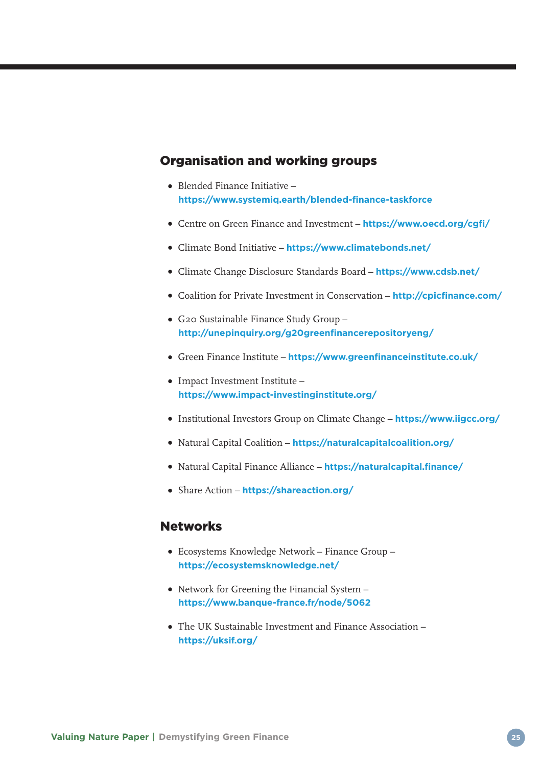## Organisation and working groups

- Blended Finance Initiative – **https://www.systemiq.earth/blended-finance-taskforce**
- Centre on Green Finance and Investment – **https://www.oecd.org/cgfi/**
- Climate Bond Initiative – **https://www.climatebonds.net/**
- Climate Change Disclosure Standards Board – **https://www.cdsb.net/**
- Coalition for Private Investment in Conservation – **http://cpicfinance.com/**
- G20 Sustainable Finance Study Group – **http://unepinquiry.org/g20greenfinancerepositoryeng/**
- Green Finance Institute – **https://www.greenfinanceinstitute.co.uk/**
- Impact Investment Institute – **https://www.impact-investinginstitute.org/**
- Institutional Investors Group on Climate Change – **https://www.iigcc.org/**
- Natural Capital Coalition – **https://naturalcapitalcoalition.org/**
- Natural Capital Finance Alliance – **https://naturalcapital.finance/**
- Share Action – **https://shareaction.org/**

## Networks

- Ecosystems Knowledge Network – Finance Group – **https://ecosystemsknowledge.net/**
- Network for Greening the Financial System – **https://www.banque-france.fr/node/5062**
- The UK Sustainable Investment and Finance Association – **https://uksif.org/**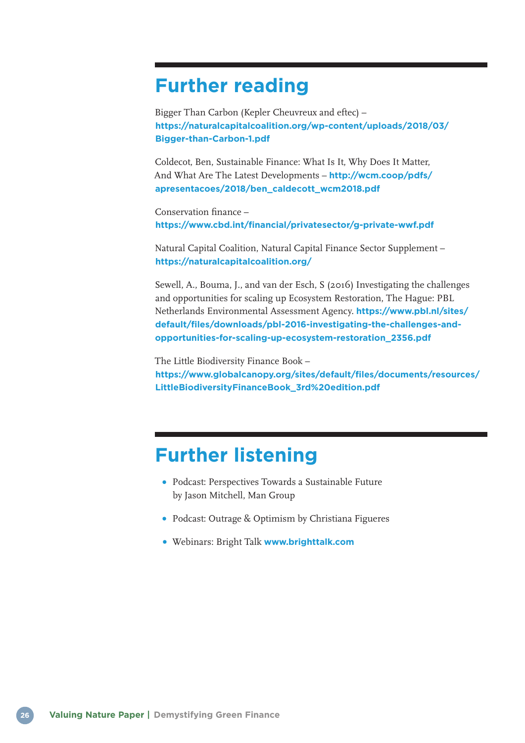## Further reading

Bigger Than Carbon (Kepler Cheuvreux and eftec) – **https://naturalcapitalcoalition.org/wp-content/uploads/2018/03/Bigger-than-Carbon-1.pdf**

Coldecot, Ben, Sustainable Finance: What Is It, Why Does It Matter, And What Are The Latest Developments – **http://wcm.coop/pdfs/apresentacoes/2018/ben_caldecott_wcm2018.pdf**

Conservation finance – **https://www.cbd.int/financial/privatesector/g-private-wwf.pdf**

Natural Capital Coalition, Natural Capital Finance Sector Supplement – **https://naturalcapitalcoalition.org/**

Sewell, A., Bouma, J., and van der Esch, S (2016) Investigating the challenges and opportunities for scaling up Ecosystem Restoration, The Hague: PBL Netherlands Environmental Assessment Agency. **https://www.pbl.nl/sites/default/files/downloads/pbl-2016-investigating-the-challenges-and-opportunities-for-scaling-up-ecosystem-restoration_2356.pdf**

The Little Biodiversity Finance Book – **https://www.globalcanopy.org/sites/default/files/documents/resources/LittleBiodiversityFinanceBook_3rd%20edition.pdf**

## Further listening

- Podcast: Perspectives Towards a Sustainable Future by Jason Mitchell, Man Group
- Podcast: Outrage & Optimism by Christiana Figueres
- Webinars: Bright Talk **www.brighttalk.com**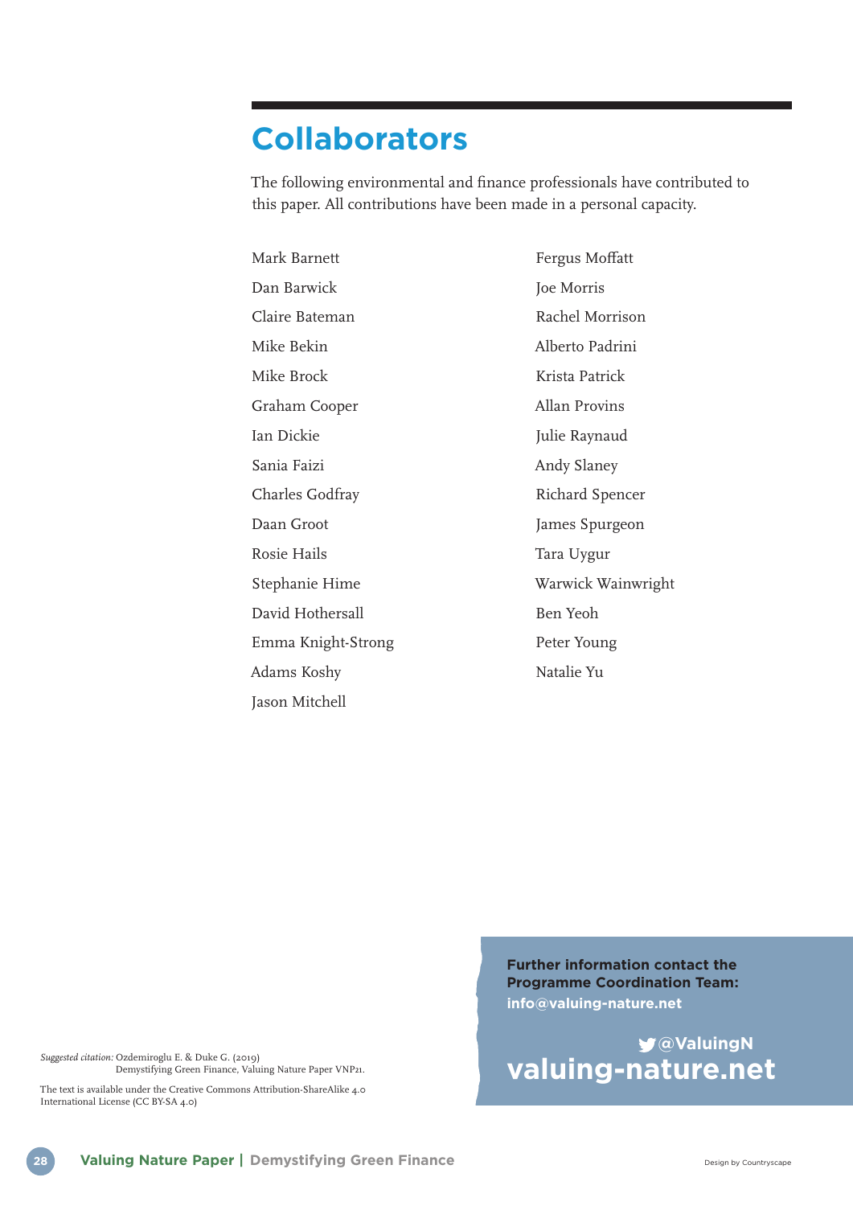## Collaborators

The following environmental and finance professionals have contributed to this paper. All contributions have been made in a personal capacity.

Mark Barnett
Dan Barwick
Claire Bateman
Mike Bekin
Mike Brock
Graham Cooper
Ian Dickie
Sania Faizi
Charles Godfray
Daan Groot
Rosie Hails
Stephanie Hime
David Hothersall
Emma Knight-Strong
Adams Koshy
Jason Mitchell
Fergus Moffatt
Joe Morris
Rachel Morrison
Alberto Padrini
Krista Patrick
Allan Provins
Julie Raynaud
Andy Slaney
Richard Spencer
James Spurgeon
Tara Uygur
Warwick Wainwright
Ben Yeoh
Peter Young
Natalie Yu

*Suggested citation:* Ozdemiroglu E. & Duke G. (2019) Demystifying Green Finance, Valuing Nature Paper VNP21.

The text is available under the Creative Commons Attribution-ShareAlike 4.0 International License (CC BY-SA 4.0)

**Further information contact the Programme Coordination Team:**
**info@valuing-nature.net**

**@ValuingN**
**valuing-nature.net**

Design by Countryscape